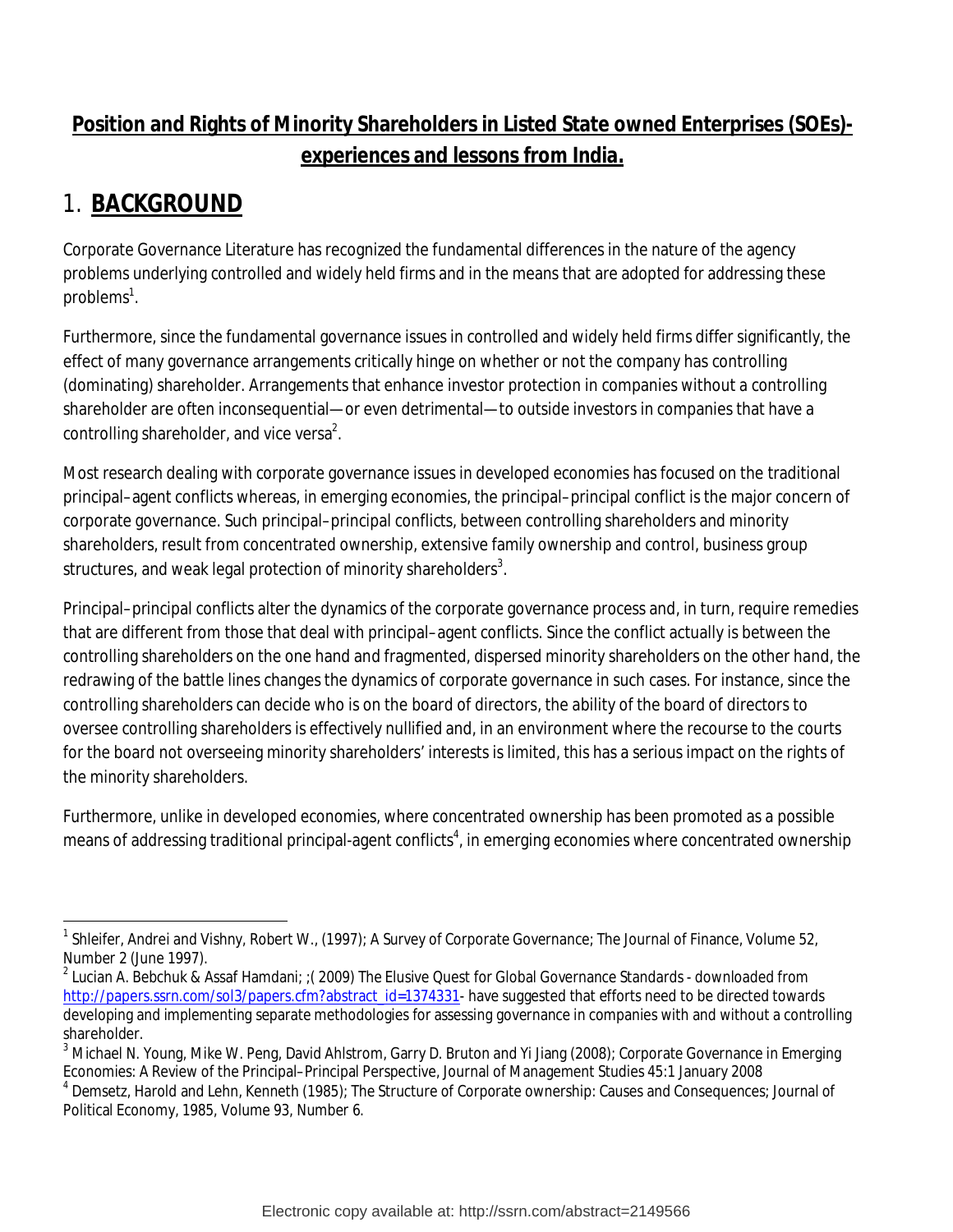# **Position and Rights of Minority Shareholders in Listed State owned Enterprises (SOEs)-experiences and lessons from India.**

## 1. **BACKGROUND**

Corporate Governance Literature has recognized the fundamental differences in the nature of the agency problems underlying controlled and widely held firms and in the means that are adopted for addressing these problems[1].

Furthermore, since the fundamental governance issues in controlled and widely held firms differ significantly, the effect of many governance arrangements critically hinge on whether or not the company has controlling (dominating) shareholder. Arrangements that enhance investor protection in companies without a controlling shareholder are often inconsequential—or even detrimental—to outside investors in companies that have a controlling shareholder, and vice versa[2].

Most research dealing with corporate governance issues in developed economies has focused on the traditional principal–agent conflicts whereas, in emerging economies, the principal–principal conflict is the major concern of corporate governance. Such principal–principal conflicts, between controlling shareholders and minority shareholders, result from concentrated ownership, extensive family ownership and control, business group structures, and weak legal protection of minority shareholders[3].

Principal–principal conflicts alter the dynamics of the corporate governance process and, in turn, require remedies that are different from those that deal with principal–agent conflicts. Since the conflict actually is between the controlling shareholders on the one hand and fragmented, dispersed minority shareholders on the other hand, the redrawing of the battle lines changes the dynamics of corporate governance in such cases. For instance, since the controlling shareholders can decide who is on the board of directors, the ability of the board of directors to oversee controlling shareholders is effectively nullified and, in an environment where the recourse to the courts for the board not overseeing minority shareholders' interests is limited, this has a serious impact on the rights of the minority shareholders.

Furthermore, unlike in developed economies, where concentrated ownership has been promoted as a possible means of addressing traditional principal-agent conflicts[4], in emerging economies where concentrated ownership

---

[1] Shleifer, Andrei and Vishny, Robert W., (1997); A Survey of Corporate Governance; The Journal of Finance, Volume 52, Number 2 (June 1997).

[2] Lucian A. Bebchuk & Assaf Hamdani; ;( 2009) The Elusive Quest for Global Governance Standards - downloaded from http://papers.ssrn.com/sol3/papers.cfm?abstract_id=1374331- have suggested that efforts need to be directed towards developing and implementing separate methodologies for assessing governance in companies with and without a controlling shareholder.

[3] Michael N. Young, Mike W. Peng, David Ahlstrom, Garry D. Bruton and Yi Jiang (2008); Corporate Governance in Emerging Economies: A Review of the Principal–Principal Perspective, Journal of Management Studies 45:1 January 2008

[4] Demsetz, Harold and Lehn, Kenneth (1985); The Structure of Corporate ownership: Causes and Consequences; Journal of Political Economy, 1985, Volume 93, Number 6.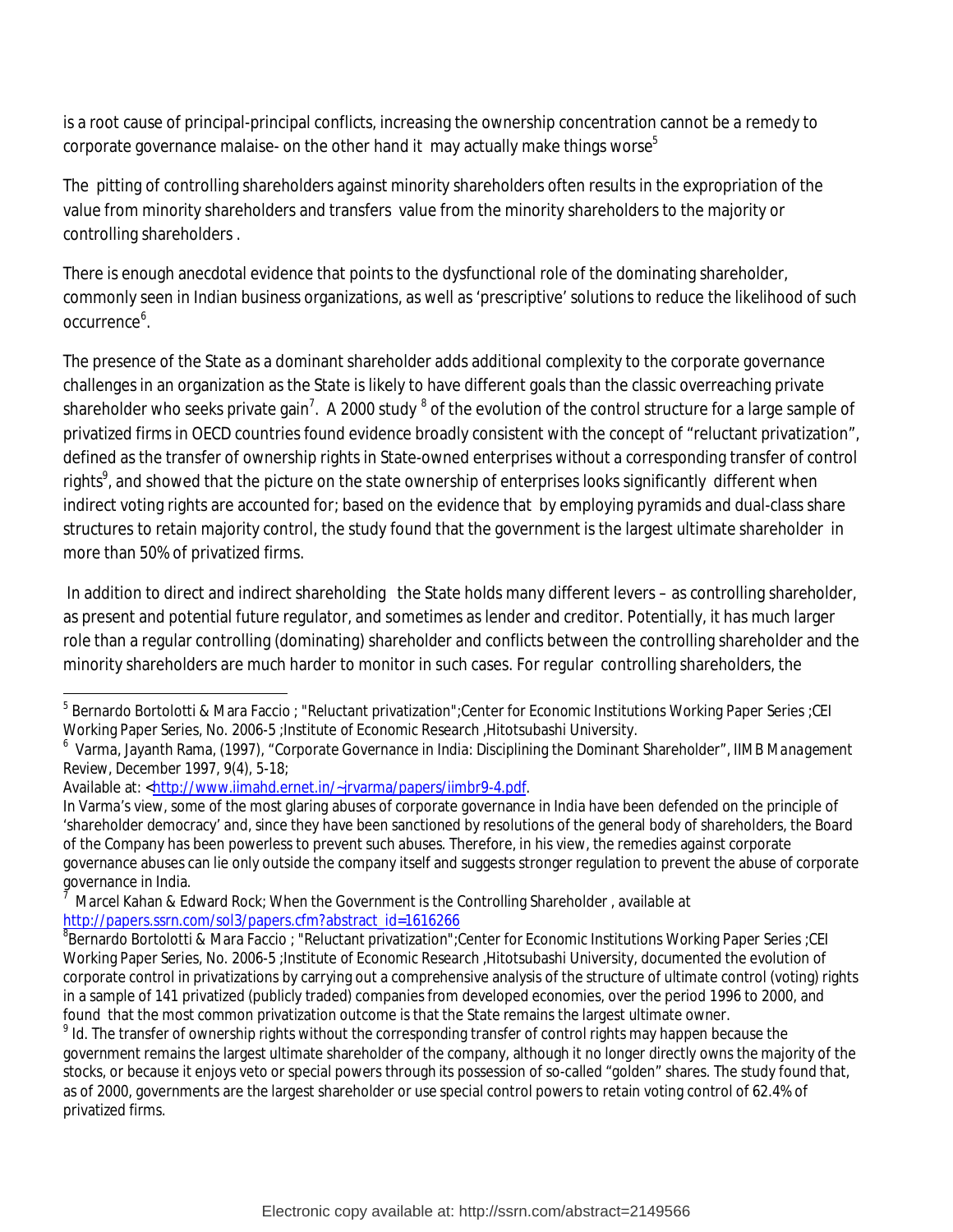is a root cause of principal-principal conflicts, increasing the ownership concentration cannot be a remedy to corporate governance malaise- on the other hand it may actually make things worse[5]

The pitting of controlling shareholders against minority shareholders often results in the expropriation of the value from minority shareholders and transfers value from the minority shareholders to the majority or controlling shareholders .

There is enough anecdotal evidence that points to the dysfunctional role of the dominating shareholder, commonly seen in Indian business organizations, as well as 'prescriptive' solutions to reduce the likelihood of such occurrence[6].

The presence of the State as a dominant shareholder adds additional complexity to the corporate governance challenges in an organization as the State is likely to have different goals than the classic overreaching private shareholder who seeks private gain[7]. A 2000 study [8] of the evolution of the control structure for a large sample of privatized firms in OECD countries found evidence broadly consistent with the concept of "reluctant privatization", defined as the transfer of ownership rights in State-owned enterprises without a corresponding transfer of control rights[9], and showed that the picture on the state ownership of enterprises looks significantly different when indirect voting rights are accounted for; based on the evidence that by employing pyramids and dual-class share structures to retain majority control, the study found that the government is the largest ultimate shareholder in more than 50% of privatized firms.

In addition to direct and indirect shareholding the State holds many different levers – as controlling shareholder, as present and potential future regulator, and sometimes as lender and creditor. Potentially, it has much larger role than a regular controlling (dominating) shareholder and conflicts between the controlling shareholder and the minority shareholders are much harder to monitor in such cases. For regular controlling shareholders, the

---

[5] Bernardo Bortolotti & Mara Faccio ; "Reluctant privatization";Center for Economic Institutions Working Paper Series ;CEI Working Paper Series, No. 2006-5 ;Institute of Economic Research ,Hitotsubashi University.

[6] Varma, Jayanth Rama, (1997), "Corporate Governance in India: Disciplining the Dominant Shareholder", *IIMB Management Review*, December 1997, 9(4), 5-18;
Available at: <http://www.iimahd.ernet.in/~jrvarma/papers/iimbr9-4.pdf.
In Varma's view, some of the most glaring abuses of corporate governance in India have been defended on the principle of 'shareholder democracy' and, since they have been sanctioned by resolutions of the general body of shareholders, the Board of the Company has been powerless to prevent such abuses. Therefore, in his view, the remedies against corporate governance abuses can lie only outside the company itself and suggests stronger regulation to prevent the abuse of corporate governance in India.

[7] Marcel Kahan & Edward Rock; When the Government is the Controlling Shareholder , available at http://papers.ssrn.com/sol3/papers.cfm?abstract_id=1616266

[8] Bernardo Bortolotti & Mara Faccio ; "Reluctant privatization";Center for Economic Institutions Working Paper Series ;CEI Working Paper Series, No. 2006-5 ;Institute of Economic Research ,Hitotsubashi University, documented the evolution of corporate control in privatizations by carrying out a comprehensive analysis of the structure of ultimate control (voting) rights in a sample of 141 privatized (publicly traded) companies from developed economies, over the period 1996 to 2000, and found that the most common privatization outcome is that the State remains the largest ultimate owner.

[9] Id. The transfer of ownership rights without the corresponding transfer of control rights may happen because the government remains the largest ultimate shareholder of the company, although it no longer directly owns the majority of the stocks, or because it enjoys veto or special powers through its possession of so-called "golden" shares. The study found that, as of 2000, governments are the largest shareholder or use special control powers to retain voting control of 62.4% of privatized firms.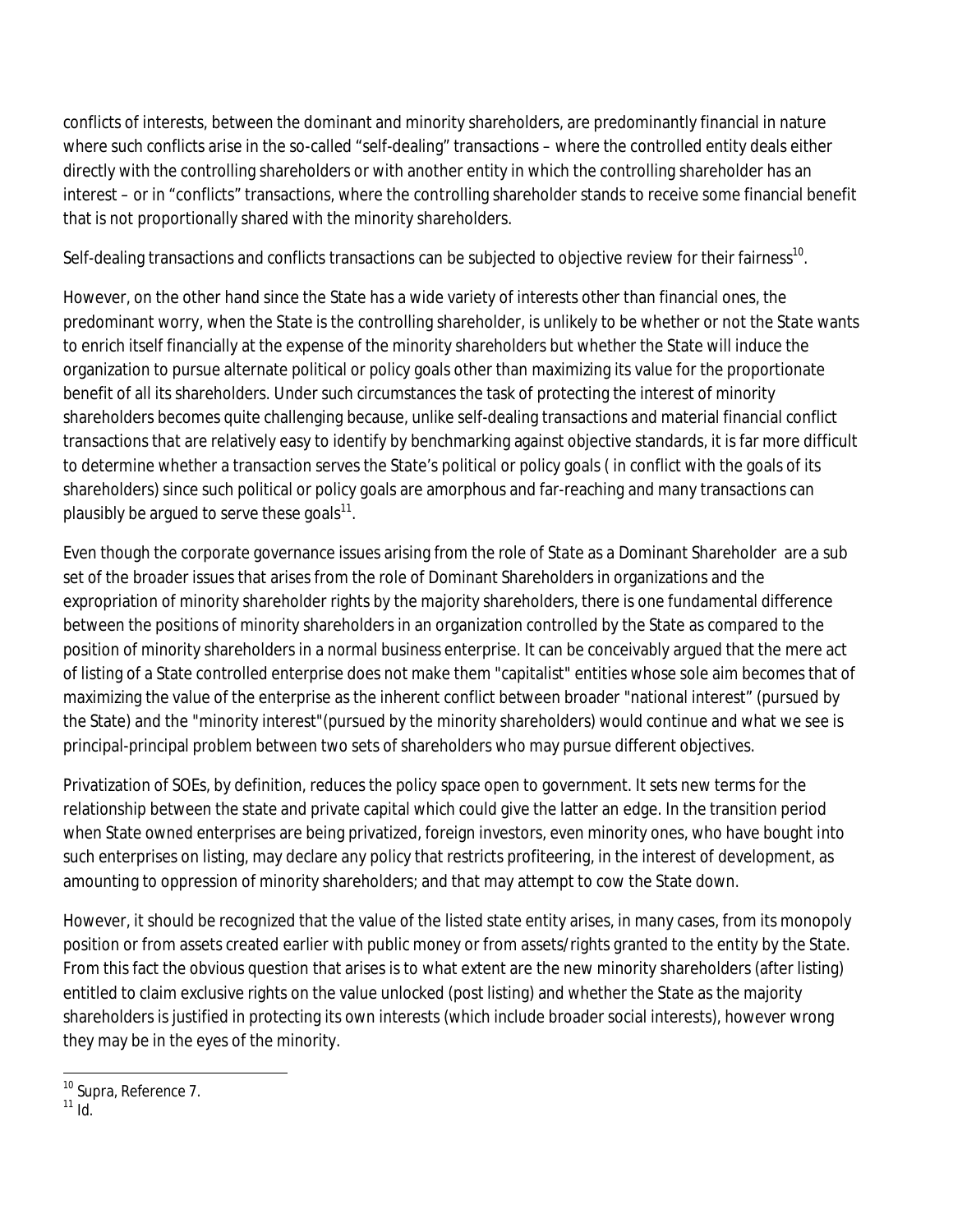conflicts of interests, between the dominant and minority shareholders, are predominantly financial in nature where such conflicts arise in the so-called "self-dealing" transactions – where the controlled entity deals either directly with the controlling shareholders or with another entity in which the controlling shareholder has an interest – or in "conflicts" transactions, where the controlling shareholder stands to receive some financial benefit that is not proportionally shared with the minority shareholders.

Self-dealing transactions and conflicts transactions can be subjected to objective review for their fairness[10].

However, on the other hand since the State has a wide variety of interests other than financial ones, the predominant worry, when the State is the controlling shareholder, is unlikely to be whether or not the State wants to enrich itself financially at the expense of the minority shareholders but whether the State will induce the organization to pursue alternate political or policy goals other than maximizing its value for the proportionate benefit of all its shareholders. Under such circumstances the task of protecting the interest of minority shareholders becomes quite challenging because, unlike self-dealing transactions and material financial conflict transactions that are relatively easy to identify by benchmarking against objective standards, it is far more difficult to determine whether a transaction serves the State's political or policy goals ( in conflict with the goals of its shareholders) since such political or policy goals are amorphous and far-reaching and many transactions can plausibly be argued to serve these goals[11].

Even though the corporate governance issues arising from the role of State as a Dominant Shareholder are a sub set of the broader issues that arises from the role of Dominant Shareholders in organizations and the expropriation of minority shareholder rights by the majority shareholders, there is one fundamental difference between the positions of minority shareholders in an organization controlled by the State as compared to the position of minority shareholders in a normal business enterprise. It can be conceivably argued that the mere act of listing of a State controlled enterprise does not make them "capitalist" entities whose sole aim becomes that of maximizing the value of the enterprise as the inherent conflict between broader "national interest" (pursued by the State) and the "minority interest"(pursued by the minority shareholders) would continue and what we see is principal-principal problem between two sets of shareholders who may pursue different objectives.

Privatization of SOEs, by definition, reduces the policy space open to government. It sets new terms for the relationship between the state and private capital which could give the latter an edge. In the transition period when State owned enterprises are being privatized, foreign investors, even minority ones, who have bought into such enterprises on listing, may declare any policy that restricts profiteering, in the interest of development, as amounting to oppression of minority shareholders; and that may attempt to cow the State down.

However, it should be recognized that the value of the listed state entity arises, in many cases, from its monopoly position or from assets created earlier with public money or from assets/rights granted to the entity by the State. From this fact the obvious question that arises is to what extent are the new minority shareholders (after listing) entitled to claim exclusive rights on the value unlocked (post listing) and whether the State as the majority shareholders is justified in protecting its own interests (which include broader social interests), however wrong they may be in the eyes of the minority.

---

[10] Supra, Reference 7.

[11] Id.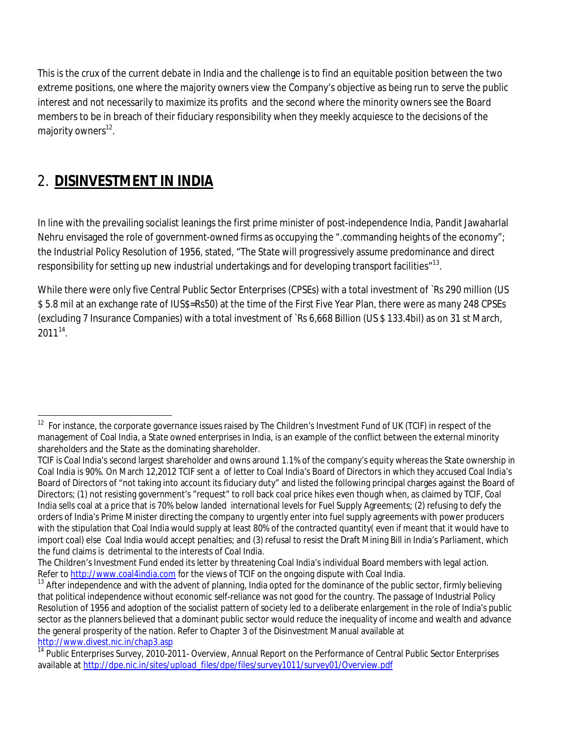This is the crux of the current debate in India and the challenge is to find an equitable position between the two extreme positions, one where the majority owners view the Company's objective as being run to serve the public interest and not necessarily to maximize its profits and the second where the minority owners see the Board members to be in breach of their fiduciary responsibility when they meekly acquiesce to the decisions of the majority owners[12].

## 2. **DISINVESTMENT IN INDIA**

In line with the prevailing socialist leanings the first prime minister of post-independence India, Pandit Jawaharlal Nehru envisaged the role of government-owned firms as occupying the ".commanding heights of the economy"; the Industrial Policy Resolution of 1956, stated, "The State will progressively assume predominance and direct responsibility for setting up new industrial undertakings and for developing transport facilities"[13].

While there were only five Central Public Sector Enterprises (CPSEs) with a total investment of `Rs 290 million (US $ 5.8 mil at an exchange rate of IUS$=Rs50) at the time of the First Five Year Plan, there were as many 248 CPSEs (excluding 7 Insurance Companies) with a total investment of `Rs 6,668 Billion (US $ 133.4bil) as on 31 st March, 2011[14].

---

[12] For instance, the corporate governance issues raised by The Children's Investment Fund of UK (TCIF) in respect of the management of Coal India, a State owned enterprises in India, is an example of the conflict between the external minority shareholders and the State as the dominating shareholder.

TCIF is Coal India's second largest shareholder and owns around 1.1% of the company's equity whereas the State ownership in Coal India is 90%. On March 12,2012 TCIF sent a of letter to Coal India's Board of Directors in which they accused Coal India's Board of Directors of "not taking into account its fiduciary duty" and listed the following principal charges against the Board of Directors; (1) not resisting government's "request" to roll back coal price hikes even though when, as claimed by TCIF, Coal India sells coal at a price that is 70% below landed international levels for Fuel Supply Agreements; (2) refusing to defy the orders of India's Prime Minister directing the company to urgently enter into fuel supply agreements with power producers with the stipulation that Coal India would supply at least 80% of the contracted quantity( even if meant that it would have to import coal) else Coal India would accept penalties; and (3) refusal to resist the Draft Mining Bill in India's Parliament, which the fund claims is detrimental to the interests of Coal India.

The Children's Investment Fund ended its letter by threatening Coal India's individual Board members with legal action. Refer to http://www.coal4india.com for the views of TCIF on the ongoing dispute with Coal India.

[13] After independence and with the advent of planning, India opted for the dominance of the public sector, firmly believing that political independence without economic self-reliance was not good for the country. The passage of Industrial Policy Resolution of 1956 and adoption of the socialist pattern of society led to a deliberate enlargement in the role of India's public sector as the planners believed that a dominant public sector would reduce the inequality of income and wealth and advance the general prosperity of the nation. Refer to Chapter 3 of the Disinvestment Manual available at http://www.divest.nic.in/chap3.asp

[14] Public Enterprises Survey, 2010-2011- Overview, Annual Report on the Performance of Central Public Sector Enterprises available at http://dpe.nic.in/sites/upload_files/dpe/files/survey1011/survey01/Overview.pdf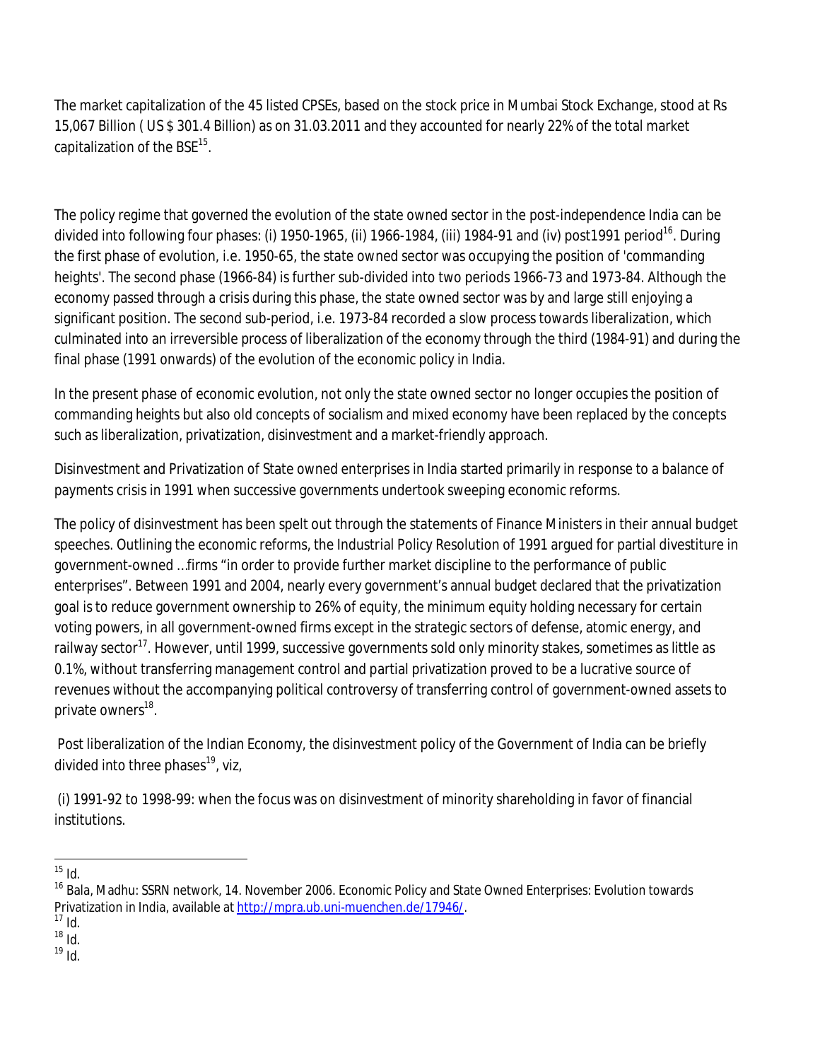The market capitalization of the 45 listed CPSEs, based on the stock price in Mumbai Stock Exchange, stood at Rs 15,067 Billion ( US $ 301.4 Billion) as on 31.03.2011 and they accounted for nearly 22% of the total market capitalization of the BSE[15].

The policy regime that governed the evolution of the state owned sector in the post-independence India can be divided into following four phases: (i) 1950-1965, (ii) 1966-1984, (iii) 1984-91 and (iv) post1991 period[16]. During the first phase of evolution, i.e. 1950-65, the state owned sector was occupying the position of 'commanding heights'. The second phase (1966-84) is further sub-divided into two periods 1966-73 and 1973-84. Although the economy passed through a crisis during this phase, the state owned sector was by and large still enjoying a significant position. The second sub-period, i.e. 1973-84 recorded a slow process towards liberalization, which culminated into an irreversible process of liberalization of the economy through the third (1984-91) and during the final phase (1991 onwards) of the evolution of the economic policy in India.

In the present phase of economic evolution, not only the state owned sector no longer occupies the position of commanding heights but also old concepts of socialism and mixed economy have been replaced by the concepts such as liberalization, privatization, disinvestment and a market-friendly approach.

Disinvestment and Privatization of State owned enterprises in India started primarily in response to a balance of payments crisis in 1991 when successive governments undertook sweeping economic reforms.

The policy of disinvestment has been spelt out through the statements of Finance Ministers in their annual budget speeches. Outlining the economic reforms, the Industrial Policy Resolution of 1991 argued for partial divestiture in government-owned …firms "in order to provide further market discipline to the performance of public enterprises". Between 1991 and 2004, nearly every government's annual budget declared that the privatization goal is to reduce government ownership to 26% of equity, the minimum equity holding necessary for certain voting powers, in all government-owned firms except in the strategic sectors of defense, atomic energy, and railway sector[17]. However, until 1999, successive governments sold only minority stakes, sometimes as little as 0.1%, without transferring management control and partial privatization proved to be a lucrative source of revenues without the accompanying political controversy of transferring control of government-owned assets to private owners[18].

Post liberalization of the Indian Economy, the disinvestment policy of the Government of India can be briefly divided into three phases[19], viz,

(i) 1991-92 to 1998-99: when the focus was on disinvestment of minority shareholding in favor of financial institutions.

---

[15] Id.

[16] Bala, Madhu: SSRN network, 14. November 2006. Economic Policy and State Owned Enterprises: Evolution towards Privatization in India, available at http://mpra.ub.uni-muenchen.de/17946/.

[17] Id.

[18] Id.

[19] Id.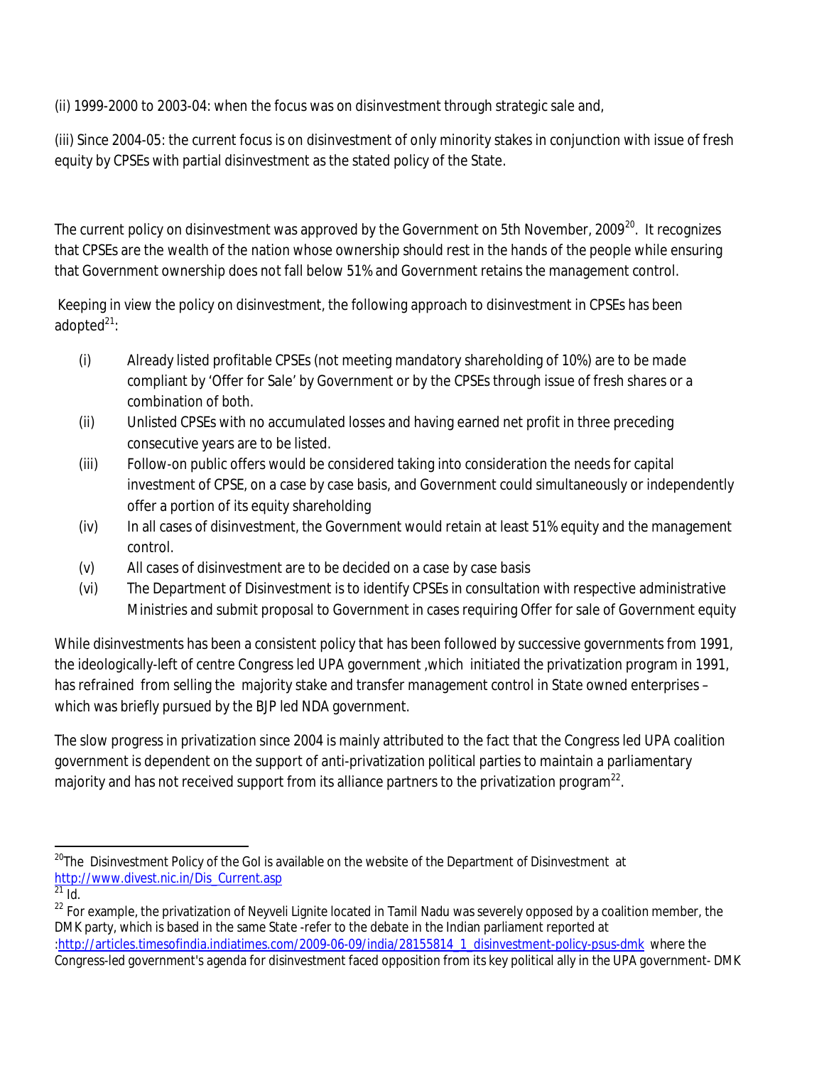(ii) 1999-2000 to 2003-04: when the focus was on disinvestment through strategic sale and,

(iii) Since 2004-05: the current focus is on disinvestment of only minority stakes in conjunction with issue of fresh equity by CPSEs with partial disinvestment as the stated policy of the State.

The current policy on disinvestment was approved by the Government on 5th November, 2009[20]. It recognizes that CPSEs are the wealth of the nation whose ownership should rest in the hands of the people while ensuring that Government ownership does not fall below 51% and Government retains the management control.

Keeping in view the policy on disinvestment, the following approach to disinvestment in CPSEs has been adopted[21]:

(i) Already listed profitable CPSEs (not meeting mandatory shareholding of 10%) are to be made compliant by 'Offer for Sale' by Government or by the CPSEs through issue of fresh shares or a combination of both.

(ii) Unlisted CPSEs with no accumulated losses and having earned net profit in three preceding consecutive years are to be listed.

(iii) Follow-on public offers would be considered taking into consideration the needs for capital investment of CPSE, on a case by case basis, and Government could simultaneously or independently offer a portion of its equity shareholding

(iv) In all cases of disinvestment, the Government would retain at least 51% equity and the management control.

(v) All cases of disinvestment are to be decided on a case by case basis

(vi) The Department of Disinvestment is to identify CPSEs in consultation with respective administrative Ministries and submit proposal to Government in cases requiring Offer for sale of Government equity

While disinvestments has been a consistent policy that has been followed by successive governments from 1991, the ideologically-left of centre Congress led UPA government ,which initiated the privatization program in 1991, has refrained from selling the majority stake and transfer management control in State owned enterprises – which was briefly pursued by the BJP led NDA government.

The slow progress in privatization since 2004 is mainly attributed to the fact that the Congress led UPA coalition government is dependent on the support of anti-privatization political parties to maintain a parliamentary majority and has not received support from its alliance partners to the privatization program[22].

---

[20] The Disinvestment Policy of the GoI is available on the website of the Department of Disinvestment at http://www.divest.nic.in/Dis_Current.asp

[21] Id.

[22] For example, the privatization of Neyveli Lignite located in Tamil Nadu was severely opposed by a coalition member, the DMK party, which is based in the same State -refer to the debate in the Indian parliament reported at :http://articles.timesofindia.indiatimes.com/2009-06-09/india/28155814_1_disinvestment-policy-psus-dmk where the Congress-led government's agenda for disinvestment faced opposition from its key political ally in the UPA government- DMK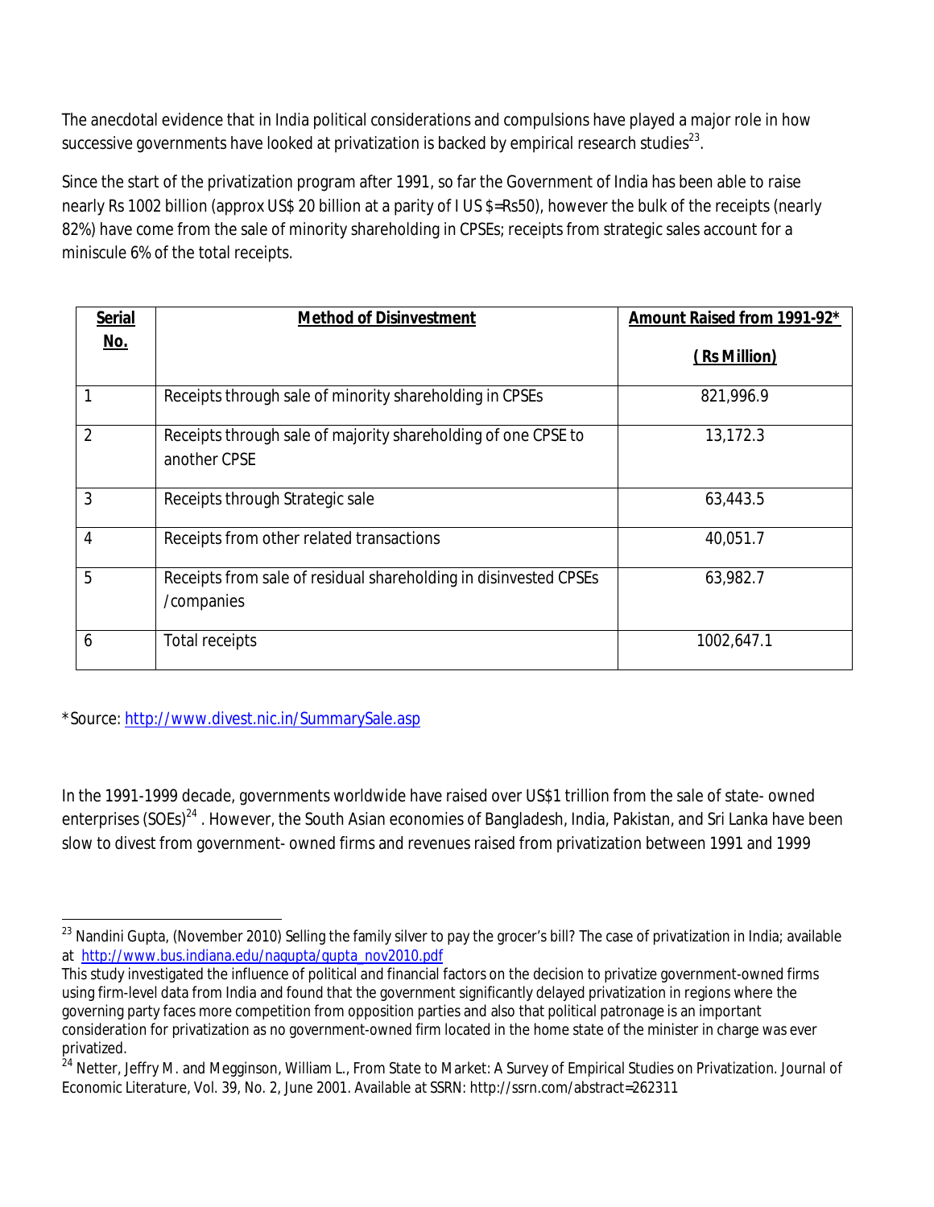The anecdotal evidence that in India political considerations and compulsions have played a major role in how successive governments have looked at privatization is backed by empirical research studies[23].

Since the start of the privatization program after 1991, so far the Government of India has been able to raise nearly Rs 1002 billion (approx US$ 20 billion at a parity of I US $=Rs50), however the bulk of the receipts (nearly 82%) have come from the sale of minority shareholding in CPSEs; receipts from strategic sales account for a miniscule 6% of the total receipts.

| Serial No. | Method of Disinvestment | Amount Raised from 1991-92* ( Rs Million) |
|---|---|---|
| 1 | Receipts through sale of minority shareholding in CPSEs | 821,996.9 |
| 2 | Receipts through sale of majority shareholding of one CPSE to another CPSE | 13,172.3 |
| 3 | Receipts through Strategic sale | 63,443.5 |
| 4 | Receipts from other related transactions | 40,051.7 |
| 5 | Receipts from sale of residual shareholding in disinvested CPSEs /companies | 63,982.7 |
| 6 | Total receipts | 1002,647.1 |

*Source: http://www.divest.nic.in/SummarySale.asp

In the 1991-1999 decade, governments worldwide have raised over US$1 trillion from the sale of state- owned enterprises (SOEs)[24] . However, the South Asian economies of Bangladesh, India, Pakistan, and Sri Lanka have been slow to divest from government- owned firms and revenues raised from privatization between 1991 and 1999

---

[23] Nandini Gupta, (November 2010) Selling the family silver to pay the grocer's bill? The case of privatization in India; available at http://www.bus.indiana.edu/nagupta/gupta_nov2010.pdf

This study investigated the influence of political and financial factors on the decision to privatize government-owned firms using firm-level data from India and found that the government significantly delayed privatization in regions where the governing party faces more competition from opposition parties and also that political patronage is an important consideration for privatization as no government-owned firm located in the home state of the minister in charge was ever privatized.

[24] Netter, Jeffry M. and Megginson, William L., From State to Market: A Survey of Empirical Studies on Privatization. Journal of Economic Literature, Vol. 39, No. 2, June 2001. Available at SSRN: http://ssrn.com/abstract=262311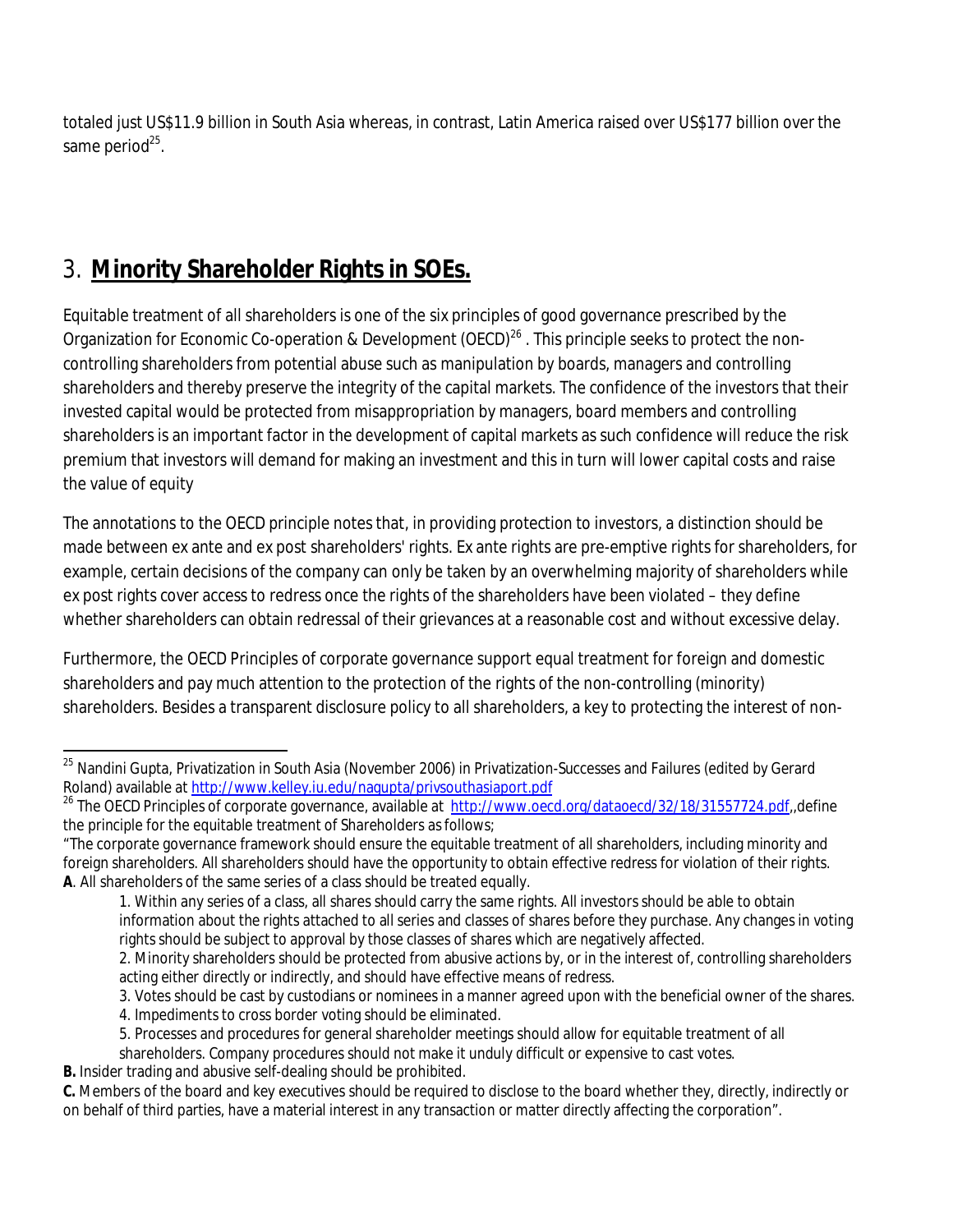totaled just US$11.9 billion in South Asia whereas, in contrast, Latin America raised over US$177 billion over the same period[25].

## 3. **Minority Shareholder Rights in SOEs.**

Equitable treatment of all shareholders is one of the six principles of good governance prescribed by the Organization for Economic Co-operation & Development (OECD)[26] . This principle seeks to protect the non-controlling shareholders from potential abuse such as manipulation by boards, managers and controlling shareholders and thereby preserve the integrity of the capital markets. The confidence of the investors that their invested capital would be protected from misappropriation by managers, board members and controlling shareholders is an important factor in the development of capital markets as such confidence will reduce the risk premium that investors will demand for making an investment and this in turn will lower capital costs and raise the value of equity

The annotations to the OECD principle notes that, in providing protection to investors, a distinction should be made between ex ante and ex post shareholders' rights. Ex ante rights are pre-emptive rights for shareholders, for example, certain decisions of the company can only be taken by an overwhelming majority of shareholders while ex post rights cover access to redress once the rights of the shareholders have been violated – they define whether shareholders can obtain redressal of their grievances at a reasonable cost and without excessive delay.

Furthermore, the OECD Principles of corporate governance support equal treatment for foreign and domestic shareholders and pay much attention to the protection of the rights of the non-controlling (minority) shareholders. Besides a transparent disclosure policy to all shareholders, a key to protecting the interest of non-

---

[25] Nandini Gupta, Privatization in South Asia (November 2006) in Privatization-Successes and Failures (edited by Gerard Roland) available at http://www.kelley.iu.edu/nagupta/privsouthasiaport.pdf

[26] The OECD Principles of corporate governance, available at http://www.oecd.org/dataoecd/32/18/31557724.pdf,,define the principle for the equitable treatment of Shareholders as follows;

"The corporate governance framework should ensure the equitable treatment of all shareholders, including minority and foreign shareholders. All shareholders should have the opportunity to obtain effective redress for violation of their rights.

**A**. All shareholders of the same series of a class should be treated equally.

1. Within any series of a class, all shares should carry the same rights. All investors should be able to obtain information about the rights attached to all series and classes of shares before they purchase. Any changes in voting rights should be subject to approval by those classes of shares which are negatively affected.
2. Minority shareholders should be protected from abusive actions by, or in the interest of, controlling shareholders acting either directly or indirectly, and should have effective means of redress.
3. Votes should be cast by custodians or nominees in a manner agreed upon with the beneficial owner of the shares.
4. Impediments to cross border voting should be eliminated.
5. Processes and procedures for general shareholder meetings should allow for equitable treatment of all shareholders. Company procedures should not make it unduly difficult or expensive to cast votes.

**B.** Insider trading and abusive self-dealing should be prohibited.

**C.** Members of the board and key executives should be required to disclose to the board whether they, directly, indirectly or on behalf of third parties, have a material interest in any transaction or matter directly affecting the corporation".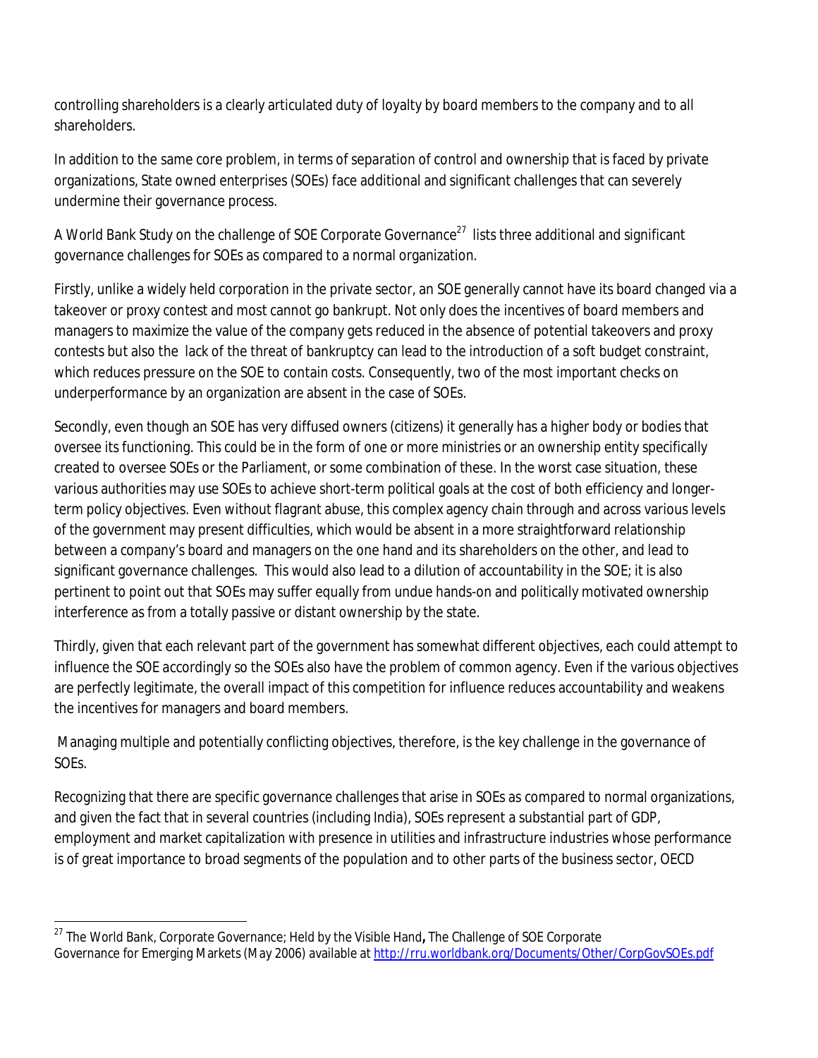controlling shareholders is a clearly articulated duty of loyalty by board members to the company and to all shareholders.

In addition to the same core problem, in terms of separation of control and ownership that is faced by private organizations, State owned enterprises (SOEs) face additional and significant challenges that can severely undermine their governance process.

A World Bank Study on the challenge of SOE Corporate Governance[27] lists three additional and significant governance challenges for SOEs as compared to a normal organization.

Firstly, unlike a widely held corporation in the private sector, an SOE generally cannot have its board changed via a takeover or proxy contest and most cannot go bankrupt. Not only does the incentives of board members and managers to maximize the value of the company gets reduced in the absence of potential takeovers and proxy contests but also the lack of the threat of bankruptcy can lead to the introduction of a soft budget constraint, which reduces pressure on the SOE to contain costs. Consequently, two of the most important checks on underperformance by an organization are absent in the case of SOEs.

Secondly, even though an SOE has very diffused owners (citizens) it generally has a higher body or bodies that oversee its functioning. This could be in the form of one or more ministries or an ownership entity specifically created to oversee SOEs or the Parliament, or some combination of these. In the worst case situation, these various authorities may use SOEs to achieve short-term political goals at the cost of both efficiency and longer-term policy objectives. Even without flagrant abuse, this complex agency chain through and across various levels of the government may present difficulties, which would be absent in a more straightforward relationship between a company's board and managers on the one hand and its shareholders on the other, and lead to significant governance challenges. This would also lead to a dilution of accountability in the SOE; it is also pertinent to point out that SOEs may suffer equally from undue hands-on and politically motivated ownership interference as from a totally passive or distant ownership by the state.

Thirdly, given that each relevant part of the government has somewhat different objectives, each could attempt to influence the SOE accordingly so the SOEs also have the problem of common agency. Even if the various objectives are perfectly legitimate, the overall impact of this competition for influence reduces accountability and weakens the incentives for managers and board members.

Managing multiple and potentially conflicting objectives, therefore, is the key challenge in the governance of SOEs.

Recognizing that there are specific governance challenges that arise in SOEs as compared to normal organizations, and given the fact that in several countries (including India), SOEs represent a substantial part of GDP, employment and market capitalization with presence in utilities and infrastructure industries whose performance is of great importance to broad segments of the population and to other parts of the business sector, OECD

---

[27] The World Bank, Corporate Governance; Held by the Visible Hand**,** The Challenge of SOE Corporate Governance for Emerging Markets (May 2006) available at http://rru.worldbank.org/Documents/Other/CorpGovSOEs.pdf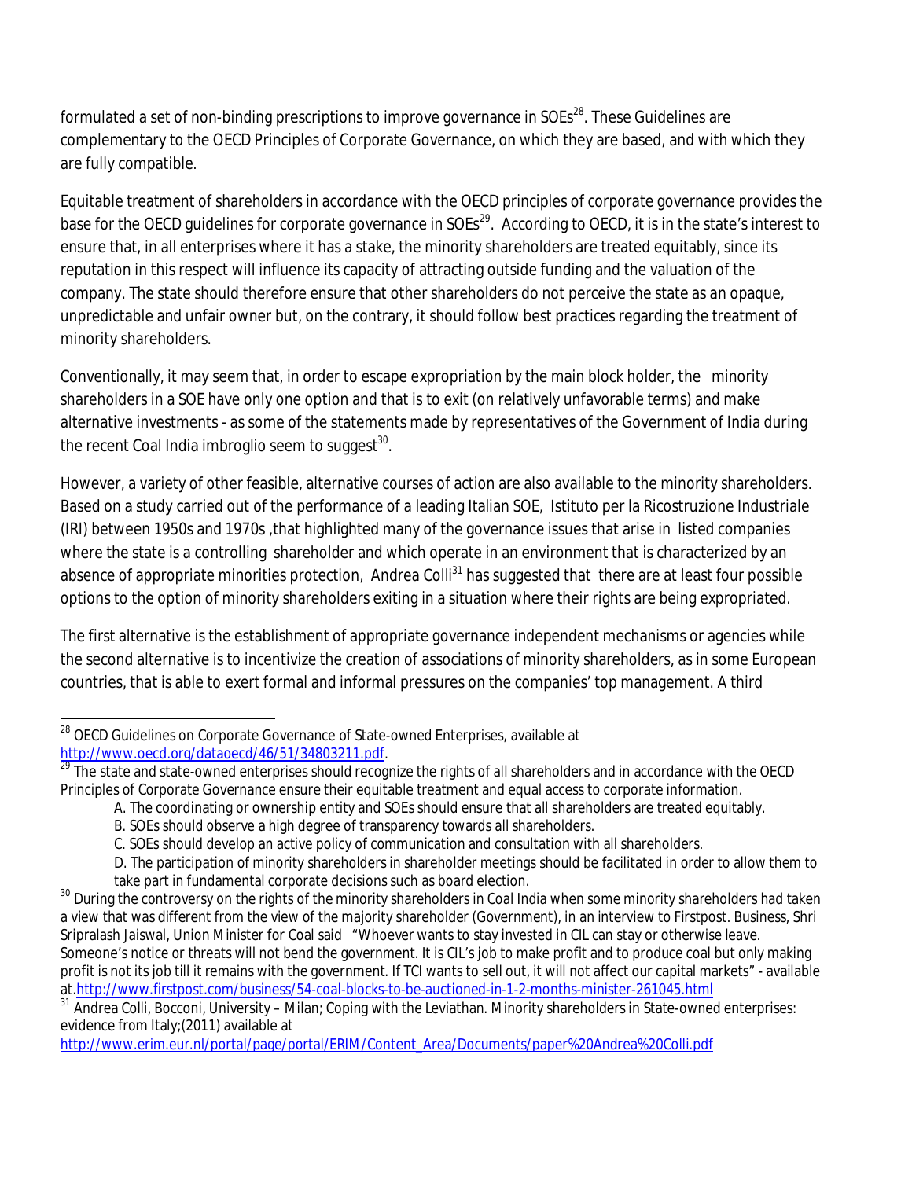formulated a set of non-binding prescriptions to improve governance in SOEs[28]. These Guidelines are complementary to the OECD Principles of Corporate Governance, on which they are based, and with which they are fully compatible.

Equitable treatment of shareholders in accordance with the OECD principles of corporate governance provides the base for the OECD guidelines for corporate governance in SOEs[29]. According to OECD, it is in the state's interest to ensure that, in all enterprises where it has a stake, the minority shareholders are treated equitably, since its reputation in this respect will influence its capacity of attracting outside funding and the valuation of the company. The state should therefore ensure that other shareholders do not perceive the state as an opaque, unpredictable and unfair owner but, on the contrary, it should follow best practices regarding the treatment of minority shareholders.

Conventionally, it may seem that, in order to escape expropriation by the main block holder, the minority shareholders in a SOE have only one option and that is to exit (on relatively unfavorable terms) and make alternative investments - as some of the statements made by representatives of the Government of India during the recent Coal India imbroglio seem to suggest[30].

However, a variety of other feasible, alternative courses of action are also available to the minority shareholders. Based on a study carried out of the performance of a leading Italian SOE, Istituto per la Ricostruzione Industriale (IRI) between 1950s and 1970s ,that highlighted many of the governance issues that arise in listed companies where the state is a controlling shareholder and which operate in an environment that is characterized by an absence of appropriate minorities protection, Andrea Colli[31] has suggested that there are at least four possible options to the option of minority shareholders exiting in a situation where their rights are being expropriated.

The first alternative is the establishment of appropriate governance independent mechanisms or agencies while the second alternative is to incentivize the creation of associations of minority shareholders, as in some European countries, that is able to exert formal and informal pressures on the companies' top management. A third

---

[28] OECD Guidelines on Corporate Governance of State-owned Enterprises, available at http://www.oecd.org/dataoecd/46/51/34803211.pdf.

[29] The state and state-owned enterprises should recognize the rights of all shareholders and in accordance with the OECD Principles of Corporate Governance ensure their equitable treatment and equal access to corporate information.

A. The coordinating or ownership entity and SOEs should ensure that all shareholders are treated equitably.

B. SOEs should observe a high degree of transparency towards all shareholders.

C. SOEs should develop an active policy of communication and consultation with all shareholders.

D. The participation of minority shareholders in shareholder meetings should be facilitated in order to allow them to take part in fundamental corporate decisions such as board election.

[30] During the controversy on the rights of the minority shareholders in Coal India when some minority shareholders had taken a view that was different from the view of the majority shareholder (Government), in an interview to Firstpost. Business, Shri Sripralash Jaiswal, Union Minister for Coal said "Whoever wants to stay invested in CIL can stay or otherwise leave. Someone's notice or threats will not bend the government. It is CIL's job to make profit and to produce coal but only making profit is not its job till it remains with the government. If TCI wants to sell out, it will not affect our capital markets" - available at.http://www.firstpost.com/business/54-coal-blocks-to-be-auctioned-in-1-2-months-minister-261045.html

[31] Andrea Colli, Bocconi, University – Milan; Coping with the Leviathan. Minority shareholders in State-owned enterprises: evidence from Italy;(2011) available at http://www.erim.eur.nl/portal/page/portal/ERIM/Content_Area/Documents/paper%20Andrea%20Colli.pdf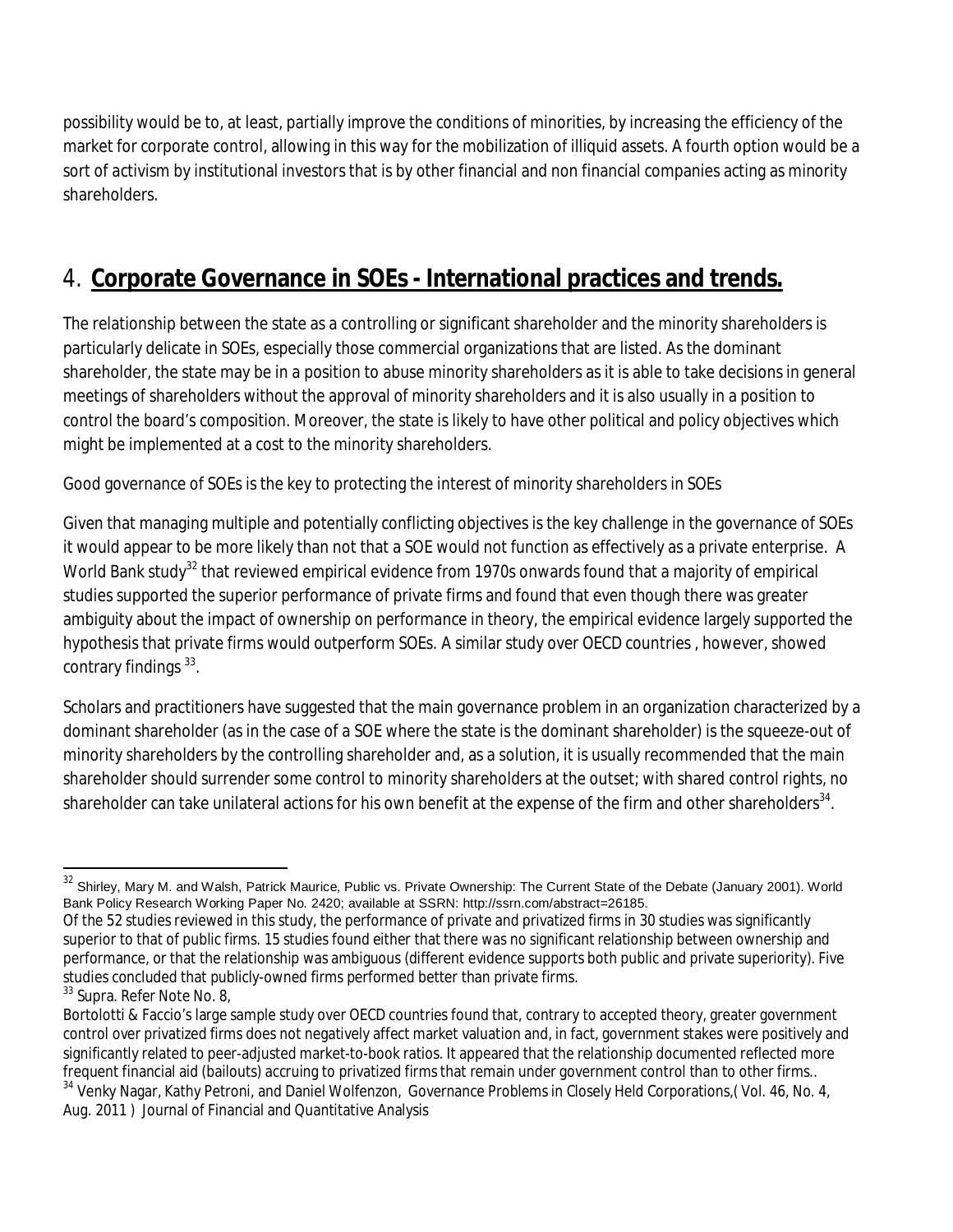possibility would be to, at least, partially improve the conditions of minorities, by increasing the efficiency of the market for corporate control, allowing in this way for the mobilization of illiquid assets. A fourth option would be a sort of activism by institutional investors that is by other financial and non financial companies acting as minority shareholders.

## 4. **Corporate Governance in SOEs - International practices and trends.**

The relationship between the state as a controlling or significant shareholder and the minority shareholders is particularly delicate in SOEs, especially those commercial organizations that are listed. As the dominant shareholder, the state may be in a position to abuse minority shareholders as it is able to take decisions in general meetings of shareholders without the approval of minority shareholders and it is also usually in a position to control the board's composition. Moreover, the state is likely to have other political and policy objectives which might be implemented at a cost to the minority shareholders.

Good governance of SOEs is the key to protecting the interest of minority shareholders in SOEs

Given that managing multiple and potentially conflicting objectives is the key challenge in the governance of SOEs it would appear to be more likely than not that a SOE would not function as effectively as a private enterprise. A World Bank study[32] that reviewed empirical evidence from 1970s onwards found that a majority of empirical studies supported the superior performance of private firms and found that even though there was greater ambiguity about the impact of ownership on performance in theory, the empirical evidence largely supported the hypothesis that private firms would outperform SOEs. A similar study over OECD countries , however, showed contrary findings [33].

Scholars and practitioners have suggested that the main governance problem in an organization characterized by a dominant shareholder (as in the case of a SOE where the state is the dominant shareholder) is the squeeze-out of minority shareholders by the controlling shareholder and, as a solution, it is usually recommended that the main shareholder should surrender some control to minority shareholders at the outset; with shared control rights, no shareholder can take unilateral actions for his own benefit at the expense of the firm and other shareholders[34].

---

[32] Shirley, Mary M. and Walsh, Patrick Maurice, Public vs. Private Ownership: The Current State of the Debate (January 2001). World Bank Policy Research Working Paper No. 2420; available at SSRN: http://ssrn.com/abstract=26185.
Of the 52 studies reviewed in this study, the performance of private and privatized firms in 30 studies was significantly superior to that of public firms. 15 studies found either that there was no significant relationship between ownership and performance, or that the relationship was ambiguous (different evidence supports both public and private superiority). Five studies concluded that publicly-owned firms performed better than private firms.

[33] Supra. Refer Note No. 8,
Bortolotti & Faccio's large sample study over OECD countries found that, contrary to accepted theory, greater government control over privatized firms does not negatively affect market valuation and, in fact, government stakes were positively and significantly related to peer-adjusted market-to-book ratios. It appeared that the relationship documented reflected more frequent financial aid (bailouts) accruing to privatized firms that remain under government control than to other firms..

[34] Venky Nagar, Kathy Petroni, and Daniel Wolfenzon, Governance Problems in Closely Held Corporations,( Vol. 46, No. 4, Aug. 2011 ) Journal of Financial and Quantitative Analysis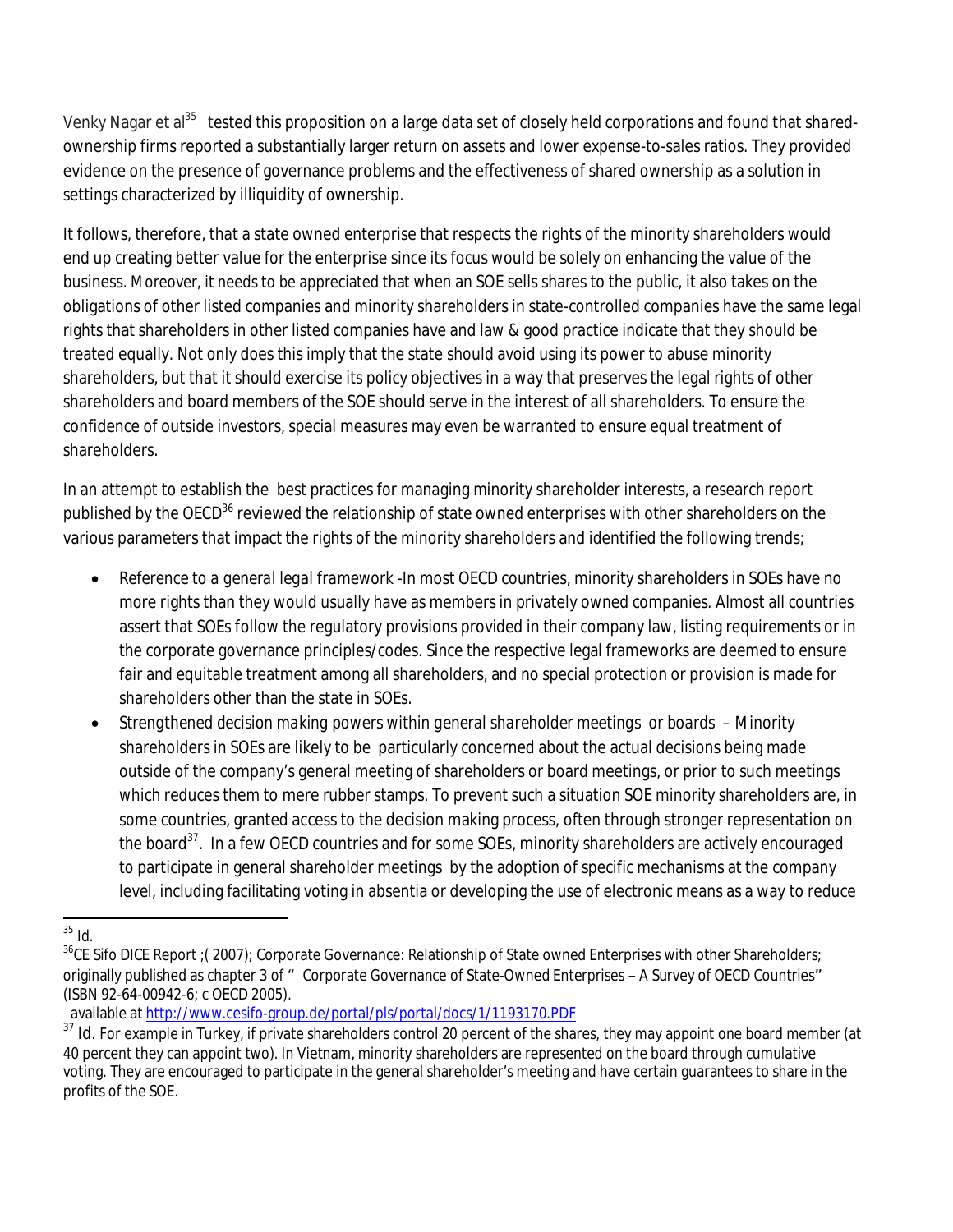Venky Nagar et al[35] tested this proposition on a large data set of closely held corporations and found that shared-ownership firms reported a substantially larger return on assets and lower expense-to-sales ratios. They provided evidence on the presence of governance problems and the effectiveness of shared ownership as a solution in settings characterized by illiquidity of ownership.

It follows, therefore, that a state owned enterprise that respects the rights of the minority shareholders would end up creating better value for the enterprise since its focus would be solely on enhancing the value of the business. Moreover, it needs to be appreciated that when an SOE sells shares to the public, it also takes on the obligations of other listed companies and minority shareholders in state-controlled companies have the same legal rights that shareholders in other listed companies have and law & good practice indicate that they should be treated equally. Not only does this imply that the state should avoid using its power to abuse minority shareholders, but that it should exercise its policy objectives in a way that preserves the legal rights of other shareholders and board members of the SOE should serve in the interest of all shareholders. To ensure the confidence of outside investors, special measures may even be warranted to ensure equal treatment of shareholders.

In an attempt to establish the best practices for managing minority shareholder interests, a research report published by the OECD[36] reviewed the relationship of state owned enterprises with other shareholders on the various parameters that impact the rights of the minority shareholders and identified the following trends;

- *Reference to a general legal framework* -In most OECD countries, minority shareholders in SOEs have no more rights than they would usually have as members in privately owned companies. Almost all countries assert that SOEs follow the regulatory provisions provided in their company law, listing requirements or in the corporate governance principles/codes. Since the respective legal frameworks are deemed to ensure fair and equitable treatment among all shareholders, and no special protection or provision is made for shareholders other than the state in SOEs.
- *Strengthened decision making powers within general shareholder meetings or boards* – Minority shareholders in SOEs are likely to be particularly concerned about the actual decisions being made outside of the company's general meeting of shareholders or board meetings, or prior to such meetings which reduces them to mere rubber stamps. To prevent such a situation SOE minority shareholders are, in some countries, granted access to the decision making process, often through stronger representation on the board[37]. In a few OECD countries and for some SOEs, minority shareholders are actively encouraged to participate in general shareholder meetings by the adoption of specific mechanisms at the company level, including facilitating voting in absentia or developing the use of electronic means as a way to reduce

---

[35] Id.

[36] CE Sifo DICE Report ;( 2007); Corporate Governance: Relationship of State owned Enterprises with other Shareholders; originally published as chapter 3 of " Corporate Governance of State-Owned Enterprises – A Survey of OECD Countries" (ISBN 92-64-00942-6; c OECD 2005).
available at http://www.cesifo-group.de/portal/pls/portal/docs/1/1193170.PDF

[37] Id. For example in Turkey, if private shareholders control 20 percent of the shares, they may appoint one board member (at 40 percent they can appoint two). In Vietnam, minority shareholders are represented on the board through cumulative voting. They are encouraged to participate in the general shareholder's meeting and have certain guarantees to share in the profits of the SOE.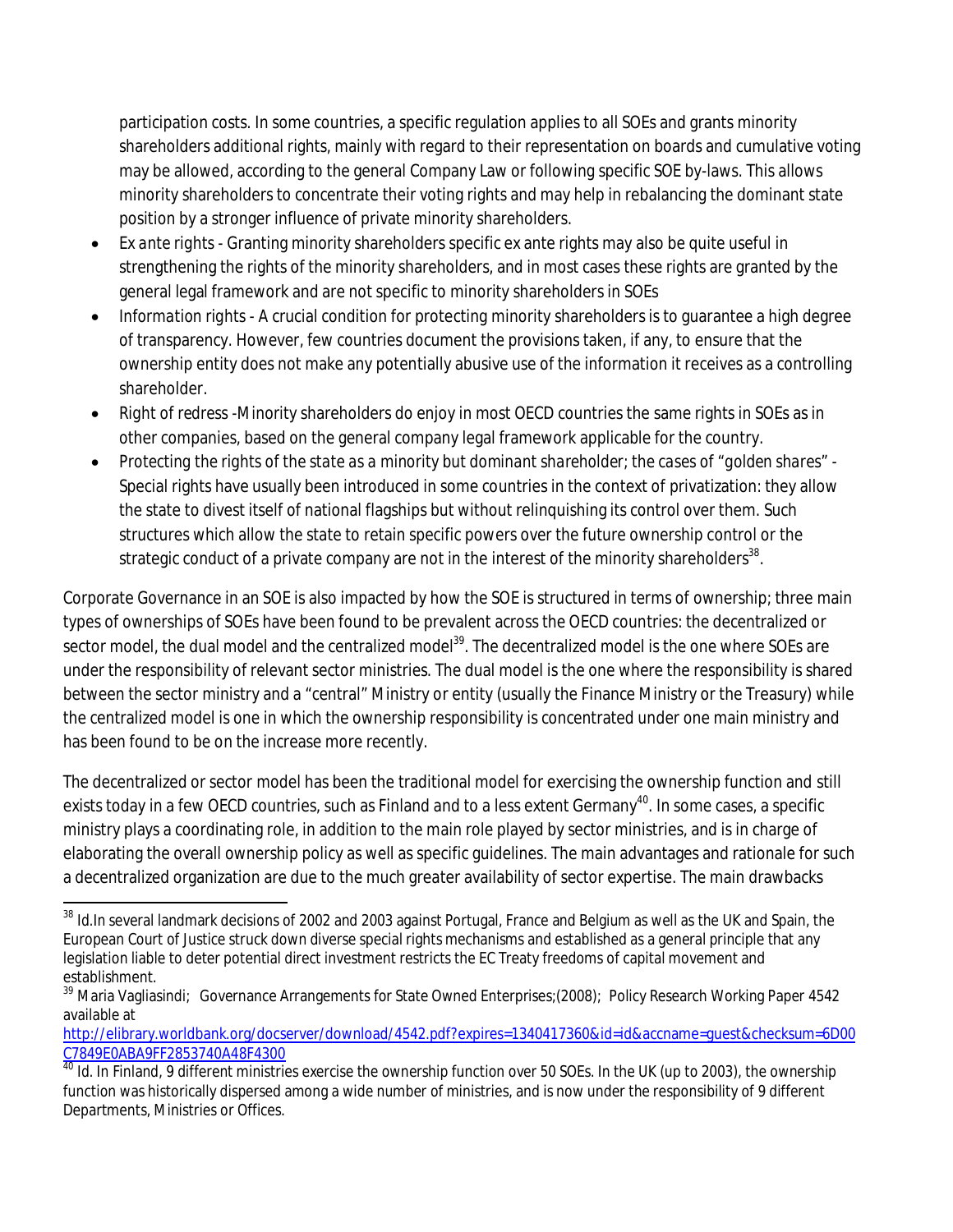participation costs. In some countries, a specific regulation applies to all SOEs and grants minority shareholders additional rights, mainly with regard to their representation on boards and cumulative voting may be allowed, according to the general Company Law or following specific SOE by-laws. This allows minority shareholders to concentrate their voting rights and may help in rebalancing the dominant state position by a stronger influence of private minority shareholders.

- *Ex ante rights* - Granting minority shareholders specific ex ante rights may also be quite useful in strengthening the rights of the minority shareholders, and in most cases these rights are granted by the general legal framework and are not specific to minority shareholders in SOEs
- *Information rights* - A crucial condition for protecting minority shareholders is to guarantee a high degree of transparency. However, few countries document the provisions taken, if any, to ensure that the ownership entity does not make any potentially abusive use of the information it receives as a controlling shareholder.
- *Right of redress* -Minority shareholders do enjoy in most OECD countries the same rights in SOEs as in other companies, based on the general company legal framework applicable for the country.
- *Protecting the rights of the state as a minority but dominant shareholder; the cases of "golden shares"* - Special rights have usually been introduced in some countries in the context of privatization: they allow the state to divest itself of national flagships but without relinquishing its control over them. Such structures which allow the state to retain specific powers over the future ownership control or the strategic conduct of a private company are not in the interest of the minority shareholders[38].

Corporate Governance in an SOE is also impacted by how the SOE is structured in terms of ownership; three main types of ownerships of SOEs have been found to be prevalent across the OECD countries: the decentralized or sector model, the dual model and the centralized model[39]. The decentralized model is the one where SOEs are under the responsibility of relevant sector ministries. The dual model is the one where the responsibility is shared between the sector ministry and a "central" Ministry or entity (usually the Finance Ministry or the Treasury) while the centralized model is one in which the ownership responsibility is concentrated under one main ministry and has been found to be on the increase more recently.

The decentralized or sector model has been the traditional model for exercising the ownership function and still exists today in a few OECD countries, such as Finland and to a less extent Germany[40]. In some cases, a specific ministry plays a coordinating role, in addition to the main role played by sector ministries, and is in charge of elaborating the overall ownership policy as well as specific guidelines. The main advantages and rationale for such a decentralized organization are due to the much greater availability of sector expertise. The main drawbacks

---

[38] Id.In several landmark decisions of 2002 and 2003 against Portugal, France and Belgium as well as the UK and Spain, the European Court of Justice struck down diverse special rights mechanisms and established as a general principle that any legislation liable to deter potential direct investment restricts the EC Treaty freedoms of capital movement and establishment.

[39] Maria Vagliasindi; Governance Arrangements for State Owned Enterprises;(2008); Policy Research Working Paper 4542 available at http://elibrary.worldbank.org/docserver/download/4542.pdf?expires=1340417360&id=id&accname=guest&checksum=6D00C7849E0ABA9FF2853740A48F4300

[40] Id. In Finland, 9 different ministries exercise the ownership function over 50 SOEs. In the UK (up to 2003), the ownership function was historically dispersed among a wide number of ministries, and is now under the responsibility of 9 different Departments, Ministries or Offices.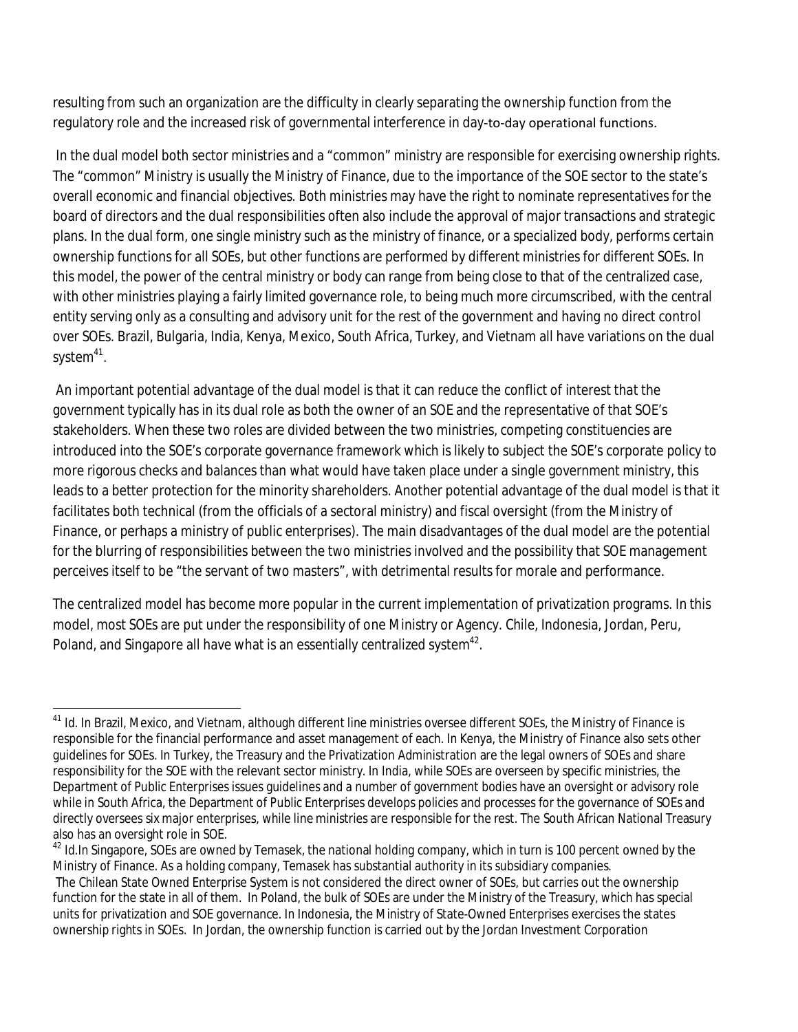resulting from such an organization are the difficulty in clearly separating the ownership function from the regulatory role and the increased risk of governmental interference in day-to-day operational functions.

In the dual model both sector ministries and a "common" ministry are responsible for exercising ownership rights. The "common" Ministry is usually the Ministry of Finance, due to the importance of the SOE sector to the state's overall economic and financial objectives. Both ministries may have the right to nominate representatives for the board of directors and the dual responsibilities often also include the approval of major transactions and strategic plans. In the dual form, one single ministry such as the ministry of finance, or a specialized body, performs certain ownership functions for all SOEs, but other functions are performed by different ministries for different SOEs. In this model, the power of the central ministry or body can range from being close to that of the centralized case, with other ministries playing a fairly limited governance role, to being much more circumscribed, with the central entity serving only as a consulting and advisory unit for the rest of the government and having no direct control over SOEs. Brazil, Bulgaria, India, Kenya, Mexico, South Africa, Turkey, and Vietnam all have variations on the dual system[41].

An important potential advantage of the dual model is that it can reduce the conflict of interest that the government typically has in its dual role as both the owner of an SOE and the representative of that SOE's stakeholders. When these two roles are divided between the two ministries, competing constituencies are introduced into the SOE's corporate governance framework which is likely to subject the SOE's corporate policy to more rigorous checks and balances than what would have taken place under a single government ministry, this leads to a better protection for the minority shareholders. Another potential advantage of the dual model is that it facilitates both technical (from the officials of a sectoral ministry) and fiscal oversight (from the Ministry of Finance, or perhaps a ministry of public enterprises). The main disadvantages of the dual model are the potential for the blurring of responsibilities between the two ministries involved and the possibility that SOE management perceives itself to be "the servant of two masters", with detrimental results for morale and performance.

The centralized model has become more popular in the current implementation of privatization programs. In this model, most SOEs are put under the responsibility of one Ministry or Agency. Chile, Indonesia, Jordan, Peru, Poland, and Singapore all have what is an essentially centralized system[42].

---

[41] Id. In Brazil, Mexico, and Vietnam, although different line ministries oversee different SOEs, the Ministry of Finance is responsible for the financial performance and asset management of each. In Kenya, the Ministry of Finance also sets other guidelines for SOEs. In Turkey, the Treasury and the Privatization Administration are the legal owners of SOEs and share responsibility for the SOE with the relevant sector ministry. In India, while SOEs are overseen by specific ministries, the Department of Public Enterprises issues guidelines and a number of government bodies have an oversight or advisory role while in South Africa, the Department of Public Enterprises develops policies and processes for the governance of SOEs and directly oversees six major enterprises, while line ministries are responsible for the rest. The South African National Treasury also has an oversight role in SOE.

[42] Id.In Singapore, SOEs are owned by Temasek, the national holding company, which in turn is 100 percent owned by the Ministry of Finance. As a holding company, Temasek has substantial authority in its subsidiary companies.

The Chilean State Owned Enterprise System is not considered the direct owner of SOEs, but carries out the ownership function for the state in all of them. In Poland, the bulk of SOEs are under the Ministry of the Treasury, which has special units for privatization and SOE governance. In Indonesia, the Ministry of State-Owned Enterprises exercises the states ownership rights in SOEs. In Jordan, the ownership function is carried out by the Jordan Investment Corporation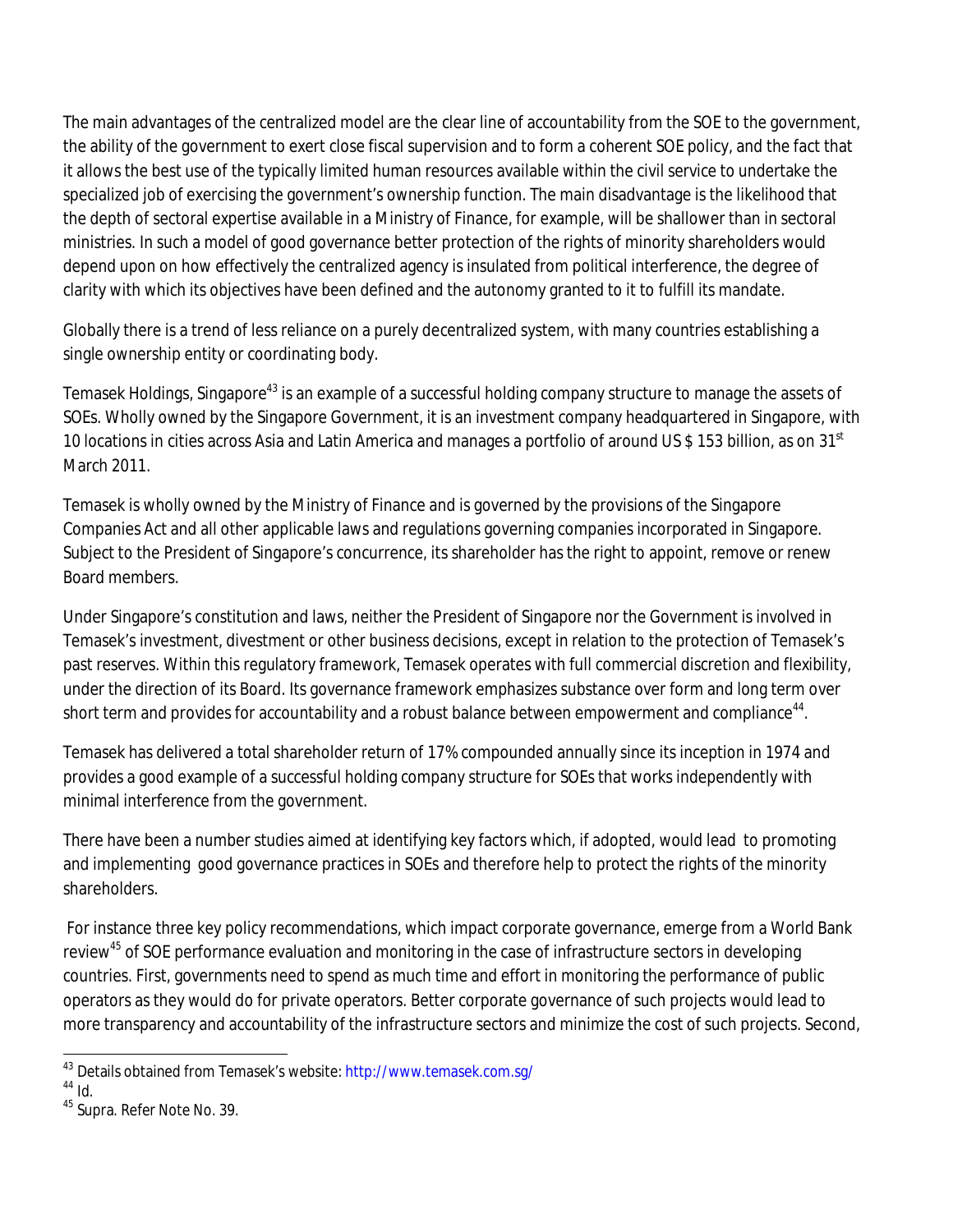The main advantages of the centralized model are the clear line of accountability from the SOE to the government, the ability of the government to exert close fiscal supervision and to form a coherent SOE policy, and the fact that it allows the best use of the typically limited human resources available within the civil service to undertake the specialized job of exercising the government's ownership function. The main disadvantage is the likelihood that the depth of sectoral expertise available in a Ministry of Finance, for example, will be shallower than in sectoral ministries. In such a model of good governance better protection of the rights of minority shareholders would depend upon on how effectively the centralized agency is insulated from political interference, the degree of clarity with which its objectives have been defined and the autonomy granted to it to fulfill its mandate.

Globally there is a trend of less reliance on a purely decentralized system, with many countries establishing a single ownership entity or coordinating body.

Temasek Holdings, Singapore[43] is an example of a successful holding company structure to manage the assets of SOEs. Wholly owned by the Singapore Government, it is an investment company headquartered in Singapore, with 10 locations in cities across Asia and Latin America and manages a portfolio of around US $ 153 billion, as on 31st March 2011.

Temasek is wholly owned by the Ministry of Finance and is governed by the provisions of the Singapore Companies Act and all other applicable laws and regulations governing companies incorporated in Singapore. Subject to the President of Singapore's concurrence, its shareholder has the right to appoint, remove or renew Board members.

Under Singapore's constitution and laws, neither the President of Singapore nor the Government is involved in Temasek's investment, divestment or other business decisions, except in relation to the protection of Temasek's past reserves. Within this regulatory framework, Temasek operates with full commercial discretion and flexibility, under the direction of its Board. Its governance framework emphasizes substance over form and long term over short term and provides for accountability and a robust balance between empowerment and compliance[44].

Temasek has delivered a total shareholder return of 17% compounded annually since its inception in 1974 and provides a good example of a successful holding company structure for SOEs that works independently with minimal interference from the government.

There have been a number studies aimed at identifying key factors which, if adopted, would lead to promoting and implementing good governance practices in SOEs and therefore help to protect the rights of the minority shareholders.

For instance three key policy recommendations, which impact corporate governance, emerge from a World Bank review[45] of SOE performance evaluation and monitoring in the case of infrastructure sectors in developing countries. First, governments need to spend as much time and effort in monitoring the performance of public operators as they would do for private operators. Better corporate governance of such projects would lead to more transparency and accountability of the infrastructure sectors and minimize the cost of such projects. Second,

---

[43] Details obtained from Temasek's website: http://www.temasek.com.sg/

[44] Id.

[45] Supra. Refer Note No. 39.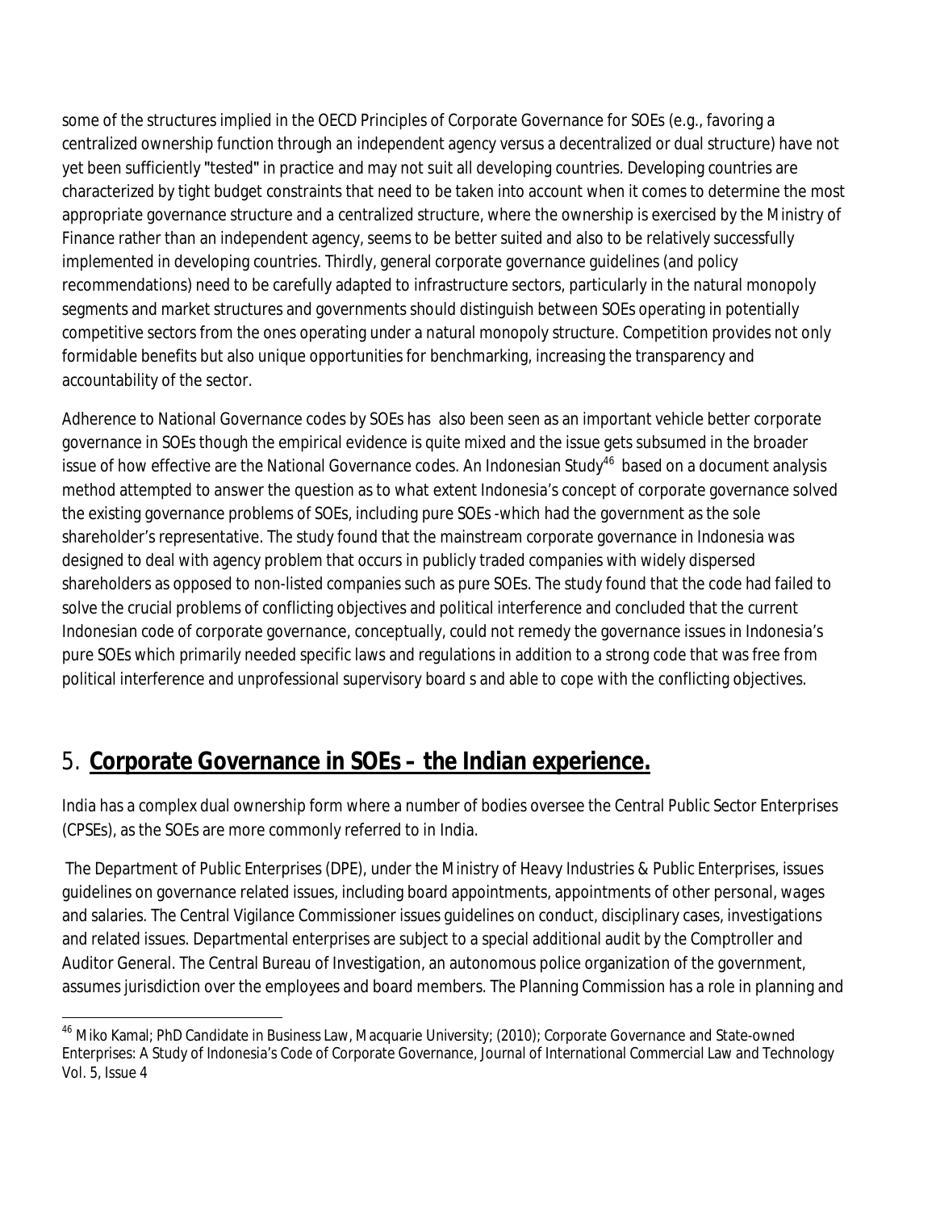some of the structures implied in the OECD Principles of Corporate Governance for SOEs (e.g., favoring a centralized ownership function through an independent agency versus a decentralized or dual structure) have not yet been sufficiently "tested" in practice and may not suit all developing countries. Developing countries are characterized by tight budget constraints that need to be taken into account when it comes to determine the most appropriate governance structure and a centralized structure, where the ownership is exercised by the Ministry of Finance rather than an independent agency, seems to be better suited and also to be relatively successfully implemented in developing countries. Thirdly, general corporate governance guidelines (and policy recommendations) need to be carefully adapted to infrastructure sectors, particularly in the natural monopoly segments and market structures and governments should distinguish between SOEs operating in potentially competitive sectors from the ones operating under a natural monopoly structure. Competition provides not only formidable benefits but also unique opportunities for benchmarking, increasing the transparency and accountability of the sector.

Adherence to National Governance codes by SOEs has also been seen as an important vehicle better corporate governance in SOEs though the empirical evidence is quite mixed and the issue gets subsumed in the broader issue of how effective are the National Governance codes. An Indonesian Study[46] based on a document analysis method attempted to answer the question as to what extent Indonesia's concept of corporate governance solved the existing governance problems of SOEs, including pure SOEs -which had the government as the sole shareholder's representative. The study found that the mainstream corporate governance in Indonesia was designed to deal with agency problem that occurs in publicly traded companies with widely dispersed shareholders as opposed to non-listed companies such as pure SOEs. The study found that the code had failed to solve the crucial problems of conflicting objectives and political interference and concluded that the current Indonesian code of corporate governance, conceptually, could not remedy the governance issues in Indonesia's pure SOEs which primarily needed specific laws and regulations in addition to a strong code that was free from political interference and unprofessional supervisory board s and able to cope with the conflicting objectives.

## 5. **Corporate Governance in SOEs – the Indian experience.**

India has a complex dual ownership form where a number of bodies oversee the Central Public Sector Enterprises (CPSEs), as the SOEs are more commonly referred to in India.

The Department of Public Enterprises (DPE), under the Ministry of Heavy Industries & Public Enterprises, issues guidelines on governance related issues, including board appointments, appointments of other personal, wages and salaries. The Central Vigilance Commissioner issues guidelines on conduct, disciplinary cases, investigations and related issues. Departmental enterprises are subject to a special additional audit by the Comptroller and Auditor General. The Central Bureau of Investigation, an autonomous police organization of the government, assumes jurisdiction over the employees and board members. The Planning Commission has a role in planning and

[46] Miko Kamal; PhD Candidate in Business Law, Macquarie University; (2010); Corporate Governance and State-owned Enterprises: A Study of Indonesia's Code of Corporate Governance, Journal of International Commercial Law and Technology Vol. 5, Issue 4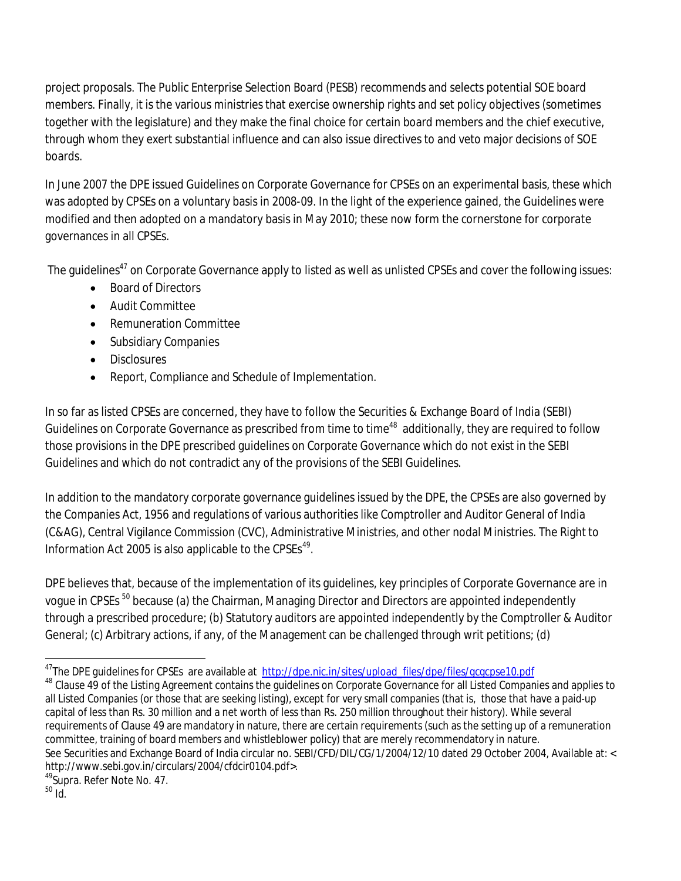project proposals. The Public Enterprise Selection Board (PESB) recommends and selects potential SOE board members. Finally, it is the various ministries that exercise ownership rights and set policy objectives (sometimes together with the legislature) and they make the final choice for certain board members and the chief executive, through whom they exert substantial influence and can also issue directives to and veto major decisions of SOE boards.

In June 2007 the DPE issued Guidelines on Corporate Governance for CPSEs on an experimental basis, these which was adopted by CPSEs on a voluntary basis in 2008-09. In the light of the experience gained, the Guidelines were modified and then adopted on a mandatory basis in May 2010; these now form the cornerstone for corporate governances in all CPSEs.

The guidelines[47] on Corporate Governance apply to listed as well as unlisted CPSEs and cover the following issues:

- Board of Directors
- Audit Committee
- Remuneration Committee
- Subsidiary Companies
- Disclosures
- Report, Compliance and Schedule of Implementation.

In so far as listed CPSEs are concerned, they have to follow the Securities & Exchange Board of India (SEBI) Guidelines on Corporate Governance as prescribed from time to time[48] additionally, they are required to follow those provisions in the DPE prescribed guidelines on Corporate Governance which do not exist in the SEBI Guidelines and which do not contradict any of the provisions of the SEBI Guidelines.

In addition to the mandatory corporate governance guidelines issued by the DPE, the CPSEs are also governed by the Companies Act, 1956 and regulations of various authorities like Comptroller and Auditor General of India (C&AG), Central Vigilance Commission (CVC), Administrative Ministries, and other nodal Ministries. The Right to Information Act 2005 is also applicable to the CPSEs[49].

DPE believes that, because of the implementation of its guidelines, key principles of Corporate Governance are in vogue in CPSEs [50] because (a) the Chairman, Managing Director and Directors are appointed independently through a prescribed procedure; (b) Statutory auditors are appointed independently by the Comptroller & Auditor General; (c) Arbitrary actions, if any, of the Management can be challenged through writ petitions; (d)

---

[47] The DPE guidelines for CPSEs are available at http://dpe.nic.in/sites/upload_files/dpe/files/gcgcpse10.pdf

[48] Clause 49 of the Listing Agreement contains the guidelines on Corporate Governance for all Listed Companies and applies to all Listed Companies (or those that are seeking listing), except for very small companies (that is, those that have a paid-up capital of less than Rs. 30 million and a net worth of less than Rs. 250 million throughout their history). While several requirements of Clause 49 are mandatory in nature, there are certain requirements (such as the setting up of a remuneration committee, training of board members and whistleblower policy) that are merely recommendatory in nature.
See Securities and Exchange Board of India circular no. SEBI/CFD/DIL/CG/1/2004/12/10 dated 29 October 2004, Available at: < http://www.sebi.gov.in/circulars/2004/cfdcir0104.pdf>.

[49] Supra. Refer Note No. 47.

[50] Id.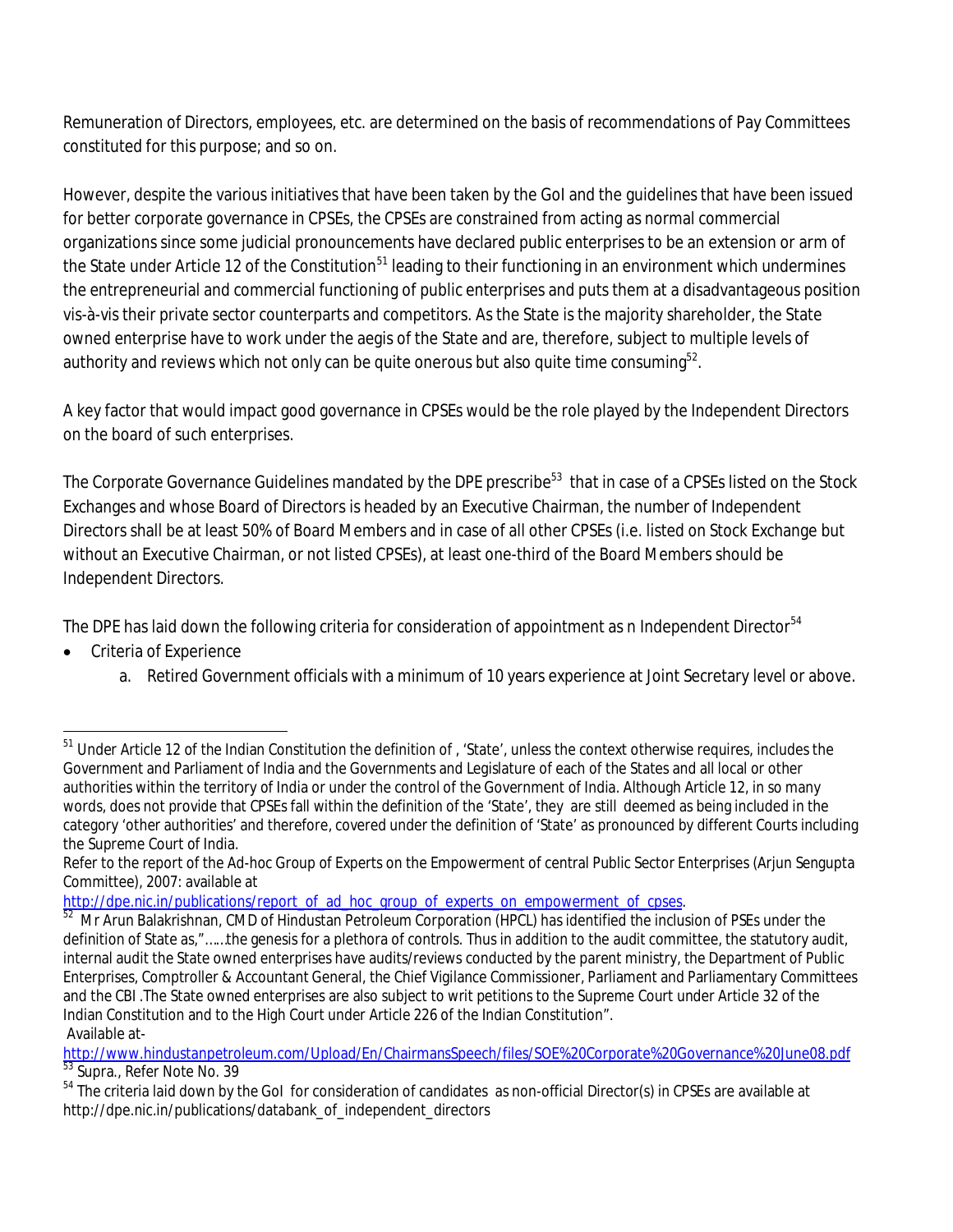Remuneration of Directors, employees, etc. are determined on the basis of recommendations of Pay Committees constituted for this purpose; and so on.

However, despite the various initiatives that have been taken by the GoI and the guidelines that have been issued for better corporate governance in CPSEs, the CPSEs are constrained from acting as normal commercial organizations since some judicial pronouncements have declared public enterprises to be an extension or arm of the State under Article 12 of the Constitution[51] leading to their functioning in an environment which undermines the entrepreneurial and commercial functioning of public enterprises and puts them at a disadvantageous position vis-à-vis their private sector counterparts and competitors. As the State is the majority shareholder, the State owned enterprise have to work under the aegis of the State and are, therefore, subject to multiple levels of authority and reviews which not only can be quite onerous but also quite time consuming[52].

A key factor that would impact good governance in CPSEs would be the role played by the Independent Directors on the board of such enterprises.

The Corporate Governance Guidelines mandated by the DPE prescribe[53] that in case of a CPSEs listed on the Stock Exchanges and whose Board of Directors is headed by an Executive Chairman, the number of Independent Directors shall be at least 50% of Board Members and in case of all other CPSEs (i.e. listed on Stock Exchange but without an Executive Chairman, or not listed CPSEs), at least one-third of the Board Members should be Independent Directors.

The DPE has laid down the following criteria for consideration of appointment as n Independent Director[54]

- Criteria of Experience
    a. Retired Government officials with a minimum of 10 years experience at Joint Secretary level or above.

---

[51] Under Article 12 of the Indian Constitution the definition of , 'State', unless the context otherwise requires, includes the Government and Parliament of India and the Governments and Legislature of each of the States and all local or other authorities within the territory of India or under the control of the Government of India. Although Article 12, in so many words, does not provide that CPSEs fall within the definition of the 'State', they are still deemed as being included in the category 'other authorities' and therefore, covered under the definition of 'State' as pronounced by different Courts including the Supreme Court of India.

Refer to the report of the Ad-hoc Group of Experts on the Empowerment of central Public Sector Enterprises (Arjun Sengupta Committee), 2007: available at http://dpe.nic.in/publications/report_of_ad_hoc_group_of_experts_on_empowerment_of_cpses.

[52] Mr Arun Balakrishnan, CMD of Hindustan Petroleum Corporation (HPCL) has identified the inclusion of PSEs under the definition of State as,"……the genesis for a plethora of controls. Thus in addition to the audit committee, the statutory audit, internal audit the State owned enterprises have audits/reviews conducted by the parent ministry, the Department of Public Enterprises, Comptroller & Accountant General, the Chief Vigilance Commissioner, Parliament and Parliamentary Committees and the CBI .The State owned enterprises are also subject to writ petitions to the Supreme Court under Article 32 of the Indian Constitution and to the High Court under Article 226 of the Indian Constitution".

Available at- http://www.hindustanpetroleum.com/Upload/En/ChairmansSpeech/files/SOE%20Corporate%20Governance%20June08.pdf

[53] Supra., Refer Note No. 39

[54] The criteria laid down by the GoI for consideration of candidates as non-official Director(s) in CPSEs are available at http://dpe.nic.in/publications/databank_of_independent_directors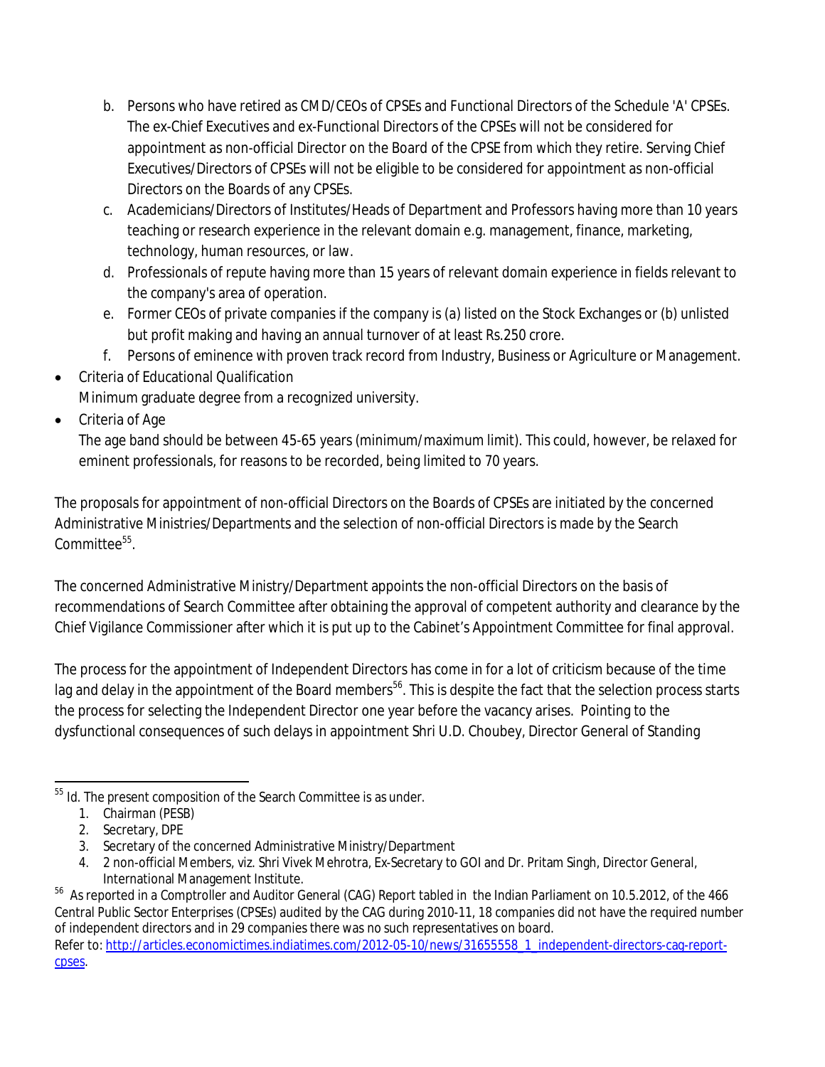b. Persons who have retired as CMD/CEOs of CPSEs and Functional Directors of the Schedule 'A' CPSEs. The ex-Chief Executives and ex-Functional Directors of the CPSEs will not be considered for appointment as non-official Director on the Board of the CPSE from which they retire. Serving Chief Executives/Directors of CPSEs will not be eligible to be considered for appointment as non-official Directors on the Boards of any CPSEs.
c. Academicians/Directors of Institutes/Heads of Department and Professors having more than 10 years teaching or research experience in the relevant domain e.g. management, finance, marketing, technology, human resources, or law.
d. Professionals of repute having more than 15 years of relevant domain experience in fields relevant to the company's area of operation.
e. Former CEOs of private companies if the company is (a) listed on the Stock Exchanges or (b) unlisted but profit making and having an annual turnover of at least Rs.250 crore.
f. Persons of eminence with proven track record from Industry, Business or Agriculture or Management.

- Criteria of Educational Qualification
  Minimum graduate degree from a recognized university.
- Criteria of Age
  The age band should be between 45-65 years (minimum/maximum limit). This could, however, be relaxed for eminent professionals, for reasons to be recorded, being limited to 70 years.

The proposals for appointment of non-official Directors on the Boards of CPSEs are initiated by the concerned Administrative Ministries/Departments and the selection of non-official Directors is made by the Search Committee[55].

The concerned Administrative Ministry/Department appoints the non-official Directors on the basis of recommendations of Search Committee after obtaining the approval of competent authority and clearance by the Chief Vigilance Commissioner after which it is put up to the Cabinet's Appointment Committee for final approval.

The process for the appointment of Independent Directors has come in for a lot of criticism because of the time lag and delay in the appointment of the Board members[56]. This is despite the fact that the selection process starts the process for selecting the Independent Director one year before the vacancy arises. Pointing to the dysfunctional consequences of such delays in appointment Shri U.D. Choubey, Director General of Standing

---

[55] Id. The present composition of the Search Committee is as under.

1. Chairman (PESB)
2. Secretary, DPE
3. Secretary of the concerned Administrative Ministry/Department
4. 2 non-official Members, viz. Shri Vivek Mehrotra, Ex-Secretary to GOI and Dr. Pritam Singh, Director General, International Management Institute.

[56] As reported in a Comptroller and Auditor General (CAG) Report tabled in the Indian Parliament on 10.5.2012, of the 466 Central Public Sector Enterprises (CPSEs) audited by the CAG during 2010-11, 18 companies did not have the required number of independent directors and in 29 companies there was no such representatives on board. Refer to: http://articles.economictimes.indiatimes.com/2012-05-10/news/31655558_1_independent-directors-cag-report-cpses.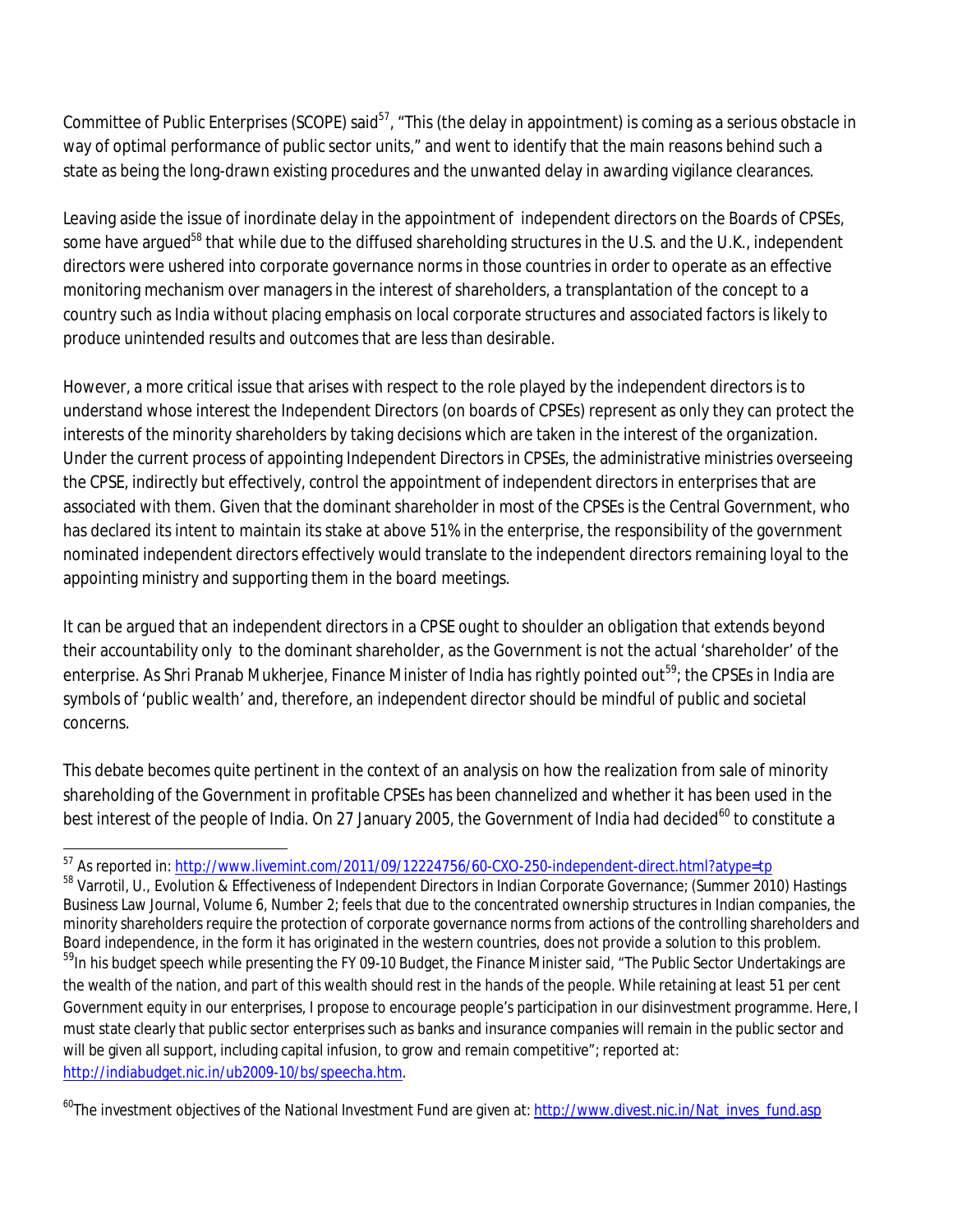Committee of Public Enterprises (SCOPE) said[57], "This (the delay in appointment) is coming as a serious obstacle in way of optimal performance of public sector units," and went to identify that the main reasons behind such a state as being the long-drawn existing procedures and the unwanted delay in awarding vigilance clearances.

Leaving aside the issue of inordinate delay in the appointment of independent directors on the Boards of CPSEs, some have argued[58] that while due to the diffused shareholding structures in the U.S. and the U.K., independent directors were ushered into corporate governance norms in those countries in order to operate as an effective monitoring mechanism over managers in the interest of shareholders, a transplantation of the concept to a country such as India without placing emphasis on local corporate structures and associated factors is likely to produce unintended results and outcomes that are less than desirable.

However, a more critical issue that arises with respect to the role played by the independent directors is to understand whose interest the Independent Directors (on boards of CPSEs) represent as only they can protect the interests of the minority shareholders by taking decisions which are taken in the interest of the organization. Under the current process of appointing Independent Directors in CPSEs, the administrative ministries overseeing the CPSE, indirectly but effectively, control the appointment of independent directors in enterprises that are associated with them. Given that the dominant shareholder in most of the CPSEs is the Central Government, who has declared its intent to maintain its stake at above 51% in the enterprise, the responsibility of the government nominated independent directors effectively would translate to the independent directors remaining loyal to the appointing ministry and supporting them in the board meetings.

It can be argued that an independent directors in a CPSE ought to shoulder an obligation that extends beyond their accountability only to the dominant shareholder, as the Government is not the actual 'shareholder' of the enterprise. As Shri Pranab Mukherjee, Finance Minister of India has rightly pointed out[59]; the CPSEs in India are symbols of 'public wealth' and, therefore, an independent director should be mindful of public and societal concerns.

This debate becomes quite pertinent in the context of an analysis on how the realization from sale of minority shareholding of the Government in profitable CPSEs has been channelized and whether it has been used in the best interest of the people of India. On 27 January 2005, the Government of India had decided[60] to constitute a

---

[57] As reported in: http://www.livemint.com/2011/09/12224756/60-CXO-250-independent-direct.html?atype=tp

[58] Varrotil, U., Evolution & Effectiveness of Independent Directors in Indian Corporate Governance; (Summer 2010) Hastings Business Law Journal, Volume 6, Number 2; feels that due to the concentrated ownership structures in Indian companies, the minority shareholders require the protection of corporate governance norms from actions of the controlling shareholders and Board independence, in the form it has originated in the western countries, does not provide a solution to this problem.

[59] In his budget speech while presenting the FY 09-10 Budget, the Finance Minister said, "The Public Sector Undertakings are the wealth of the nation, and part of this wealth should rest in the hands of the people. While retaining at least 51 per cent Government equity in our enterprises, I propose to encourage people's participation in our disinvestment programme. Here, I must state clearly that public sector enterprises such as banks and insurance companies will remain in the public sector and will be given all support, including capital infusion, to grow and remain competitive"; reported at: http://indiabudget.nic.in/ub2009-10/bs/speecha.htm.

[60] The investment objectives of the National Investment Fund are given at: http://www.divest.nic.in/Nat_inves_fund.asp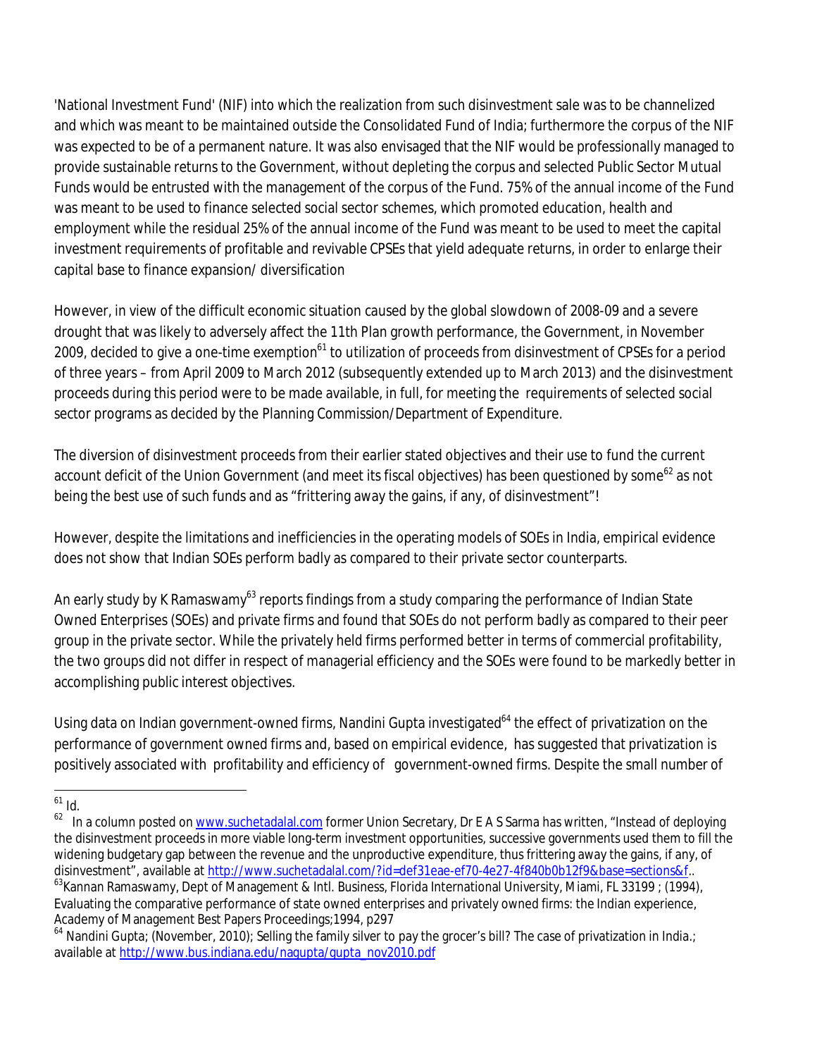'National Investment Fund' (NIF) into which the realization from such disinvestment sale was to be channelized and which was meant to be maintained outside the Consolidated Fund of India; furthermore the corpus of the NIF was expected to be of a permanent nature. It was also envisaged that the NIF would be professionally managed to provide sustainable returns to the Government, without depleting the corpus and selected Public Sector Mutual Funds would be entrusted with the management of the corpus of the Fund. 75% of the annual income of the Fund was meant to be used to finance selected social sector schemes, which promoted education, health and employment while the residual 25% of the annual income of the Fund was meant to be used to meet the capital investment requirements of profitable and revivable CPSEs that yield adequate returns, in order to enlarge their capital base to finance expansion/ diversification

However, in view of the difficult economic situation caused by the global slowdown of 2008-09 and a severe drought that was likely to adversely affect the 11th Plan growth performance, the Government, in November 2009, decided to give a one-time exemption[61] to utilization of proceeds from disinvestment of CPSEs for a period of three years – from April 2009 to March 2012 (subsequently extended up to March 2013) and the disinvestment proceeds during this period were to be made available, in full, for meeting the requirements of selected social sector programs as decided by the Planning Commission/Department of Expenditure.

The diversion of disinvestment proceeds from their earlier stated objectives and their use to fund the current account deficit of the Union Government (and meet its fiscal objectives) has been questioned by some[62] as not being the best use of such funds and as "frittering away the gains, if any, of disinvestment"!

However, despite the limitations and inefficiencies in the operating models of SOEs in India, empirical evidence does not show that Indian SOEs perform badly as compared to their private sector counterparts.

An early study by K Ramaswamy[63] reports findings from a study comparing the performance of Indian State Owned Enterprises (SOEs) and private firms and found that SOEs do not perform badly as compared to their peer group in the private sector. While the privately held firms performed better in terms of commercial profitability, the two groups did not differ in respect of managerial efficiency and the SOEs were found to be markedly better in accomplishing public interest objectives.

Using data on Indian government-owned firms, Nandini Gupta investigated[64] the effect of privatization on the performance of government owned firms and, based on empirical evidence, has suggested that privatization is positively associated with profitability and efficiency of government-owned firms. Despite the small number of

---

[61] Id.

[62] In a column posted on www.suchetadalal.com former Union Secretary, Dr E A S Sarma has written, "Instead of deploying the disinvestment proceeds in more viable long-term investment opportunities, successive governments used them to fill the widening budgetary gap between the revenue and the unproductive expenditure, thus frittering away the gains, if any, of disinvestment", available at http://www.suchetadalal.com/?id=def31eae-ef70-4e27-4f840b0b12f9&base=sections&f..

[63] Kannan Ramaswamy, Dept of Management & Intl. Business, Florida International University, Miami, FL 33199 ; (1994), Evaluating the comparative performance of state owned enterprises and privately owned firms: the Indian experience, Academy of Management Best Papers Proceedings;1994, p297

[64] Nandini Gupta; (November, 2010); Selling the family silver to pay the grocer's bill? The case of privatization in India.; available at http://www.bus.indiana.edu/nagupta/gupta_nov2010.pdf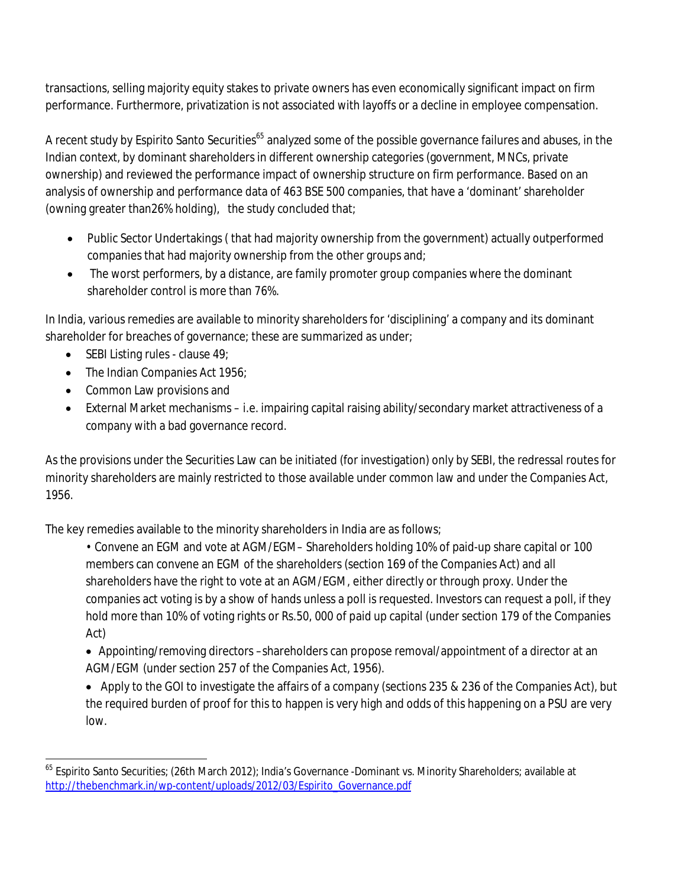transactions, selling majority equity stakes to private owners has even economically significant impact on firm performance. Furthermore, privatization is not associated with layoffs or a decline in employee compensation.

A recent study by Espirito Santo Securities[65] analyzed some of the possible governance failures and abuses, in the Indian context, by dominant shareholders in different ownership categories (government, MNCs, private ownership) and reviewed the performance impact of ownership structure on firm performance. Based on an analysis of ownership and performance data of 463 BSE 500 companies, that have a 'dominant' shareholder (owning greater than26% holding), the study concluded that;

- Public Sector Undertakings ( that had majority ownership from the government) actually outperformed companies that had majority ownership from the other groups and;
- The worst performers, by a distance, are family promoter group companies where the dominant shareholder control is more than 76%.

In India, various remedies are available to minority shareholders for 'disciplining' a company and its dominant shareholder for breaches of governance; these are summarized as under;

- SEBI Listing rules - clause 49;
- The Indian Companies Act 1956;
- Common Law provisions and
- External Market mechanisms – i.e. impairing capital raising ability/secondary market attractiveness of a company with a bad governance record.

As the provisions under the Securities Law can be initiated (for investigation) only by SEBI, the redressal routes for minority shareholders are mainly restricted to those available under common law and under the Companies Act, 1956.

The key remedies available to the minority shareholders in India are as follows;

- Convene an EGM and vote at AGM/EGM– Shareholders holding 10% of paid-up share capital or 100 members can convene an EGM of the shareholders (section 169 of the Companies Act) and all shareholders have the right to vote at an AGM/EGM, either directly or through proxy. Under the companies act voting is by a show of hands unless a poll is requested. Investors can request a poll, if they hold more than 10% of voting rights or Rs.50, 000 of paid up capital (under section 179 of the Companies Act)
- Appointing/removing directors –shareholders can propose removal/appointment of a director at an AGM/EGM (under section 257 of the Companies Act, 1956).
- Apply to the GOI to investigate the affairs of a company (sections 235 & 236 of the Companies Act), but the required burden of proof for this to happen is very high and odds of this happening on a PSU are very low.

---

[65] Espirito Santo Securities; (26th March 2012); India's Governance -Dominant vs. Minority Shareholders; available at http://thebenchmark.in/wp-content/uploads/2012/03/Espirito_Governance.pdf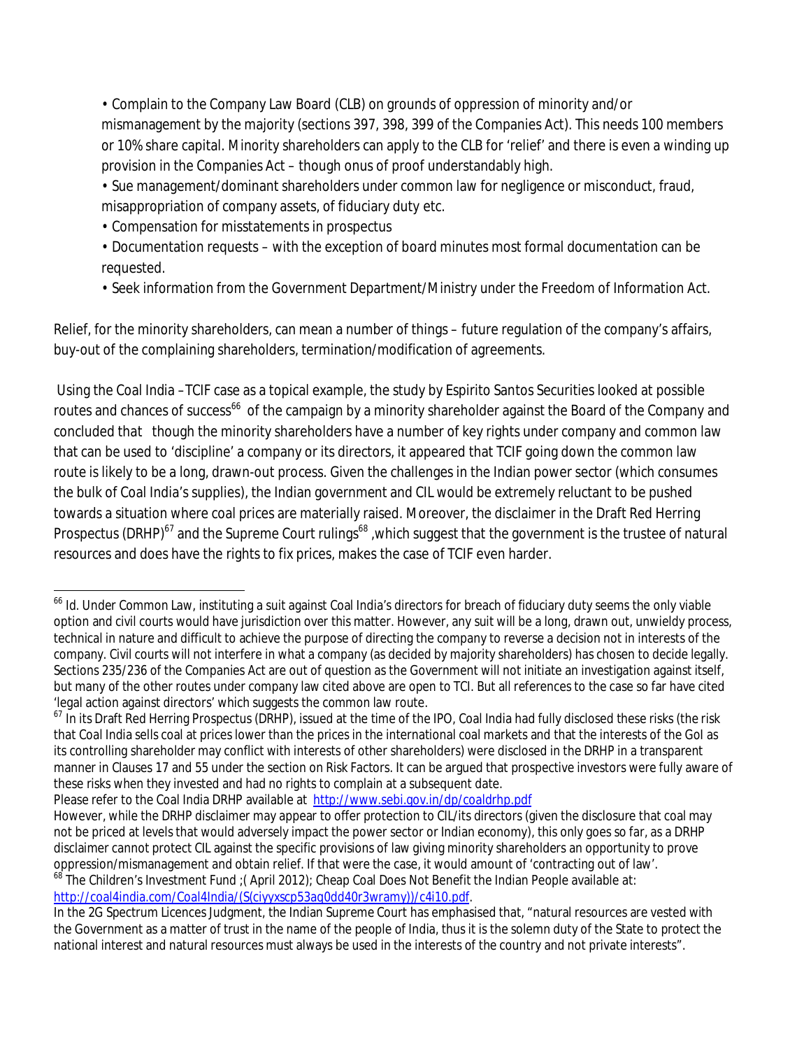- Complain to the Company Law Board (CLB) on grounds of oppression of minority and/or mismanagement by the majority (sections 397, 398, 399 of the Companies Act). This needs 100 members or 10% share capital. Minority shareholders can apply to the CLB for 'relief' and there is even a winding up provision in the Companies Act – though onus of proof understandably high.
- Sue management/dominant shareholders under common law for negligence or misconduct, fraud, misappropriation of company assets, of fiduciary duty etc.
- Compensation for misstatements in prospectus
- Documentation requests – with the exception of board minutes most formal documentation can be requested.
- Seek information from the Government Department/Ministry under the Freedom of Information Act.

Relief, for the minority shareholders, can mean a number of things – future regulation of the company's affairs, buy-out of the complaining shareholders, termination/modification of agreements.

Using the Coal India –TCIF case as a topical example, the study by Espirito Santos Securities looked at possible routes and chances of success[66] of the campaign by a minority shareholder against the Board of the Company and concluded that though the minority shareholders have a number of key rights under company and common law that can be used to 'discipline' a company or its directors, it appeared that TCIF going down the common law route is likely to be a long, drawn-out process. Given the challenges in the Indian power sector (which consumes the bulk of Coal India's supplies), the Indian government and CIL would be extremely reluctant to be pushed towards a situation where coal prices are materially raised. Moreover, the disclaimer in the Draft Red Herring Prospectus (DRHP)[67] and the Supreme Court rulings[68], which suggest that the government is the trustee of natural resources and does have the rights to fix prices, makes the case of TCIF even harder.

---

[66] Id. Under Common Law, instituting a suit against Coal India's directors for breach of fiduciary duty seems the only viable option and civil courts would have jurisdiction over this matter. However, any suit will be a long, drawn out, unwieldy process, technical in nature and difficult to achieve the purpose of directing the company to reverse a decision not in interests of the company. Civil courts will not interfere in what a company (as decided by majority shareholders) has chosen to decide legally. Sections 235/236 of the Companies Act are out of question as the Government will not initiate an investigation against itself, but many of the other routes under company law cited above are open to TCI. But all references to the case so far have cited 'legal action against directors' which suggests the common law route.

[67] In its Draft Red Herring Prospectus (DRHP), issued at the time of the IPO, Coal India had fully disclosed these risks (the risk that Coal India sells coal at prices lower than the prices in the international coal markets and that the interests of the GoI as its controlling shareholder may conflict with interests of other shareholders) were disclosed in the DRHP in a transparent manner in Clauses 17 and 55 under the section on Risk Factors. It can be argued that prospective investors were fully aware of these risks when they invested and had no rights to complain at a subsequent date.
Please refer to the Coal India DRHP available at http://www.sebi.gov.in/dp/coaldrhp.pdf
However, while the DRHP disclaimer may appear to offer protection to CIL/its directors (given the disclosure that coal may not be priced at levels that would adversely impact the power sector or Indian economy), this only goes so far, as a DRHP disclaimer cannot protect CIL against the specific provisions of law giving minority shareholders an opportunity to prove oppression/mismanagement and obtain relief. If that were the case, it would amount of 'contracting out of law'.

[68] The Children's Investment Fund ;( April 2012); Cheap Coal Does Not Benefit the Indian People available at: http://coal4india.com/Coal4India/(S(ciyyxscp53aq0dd40r3wramy))/c4i10.pdf.
In the 2G Spectrum Licences Judgment, the Indian Supreme Court has emphasised that, "natural resources are vested with the Government as a matter of trust in the name of the people of India, thus it is the solemn duty of the State to protect the national interest and natural resources must always be used in the interests of the country and not private interests".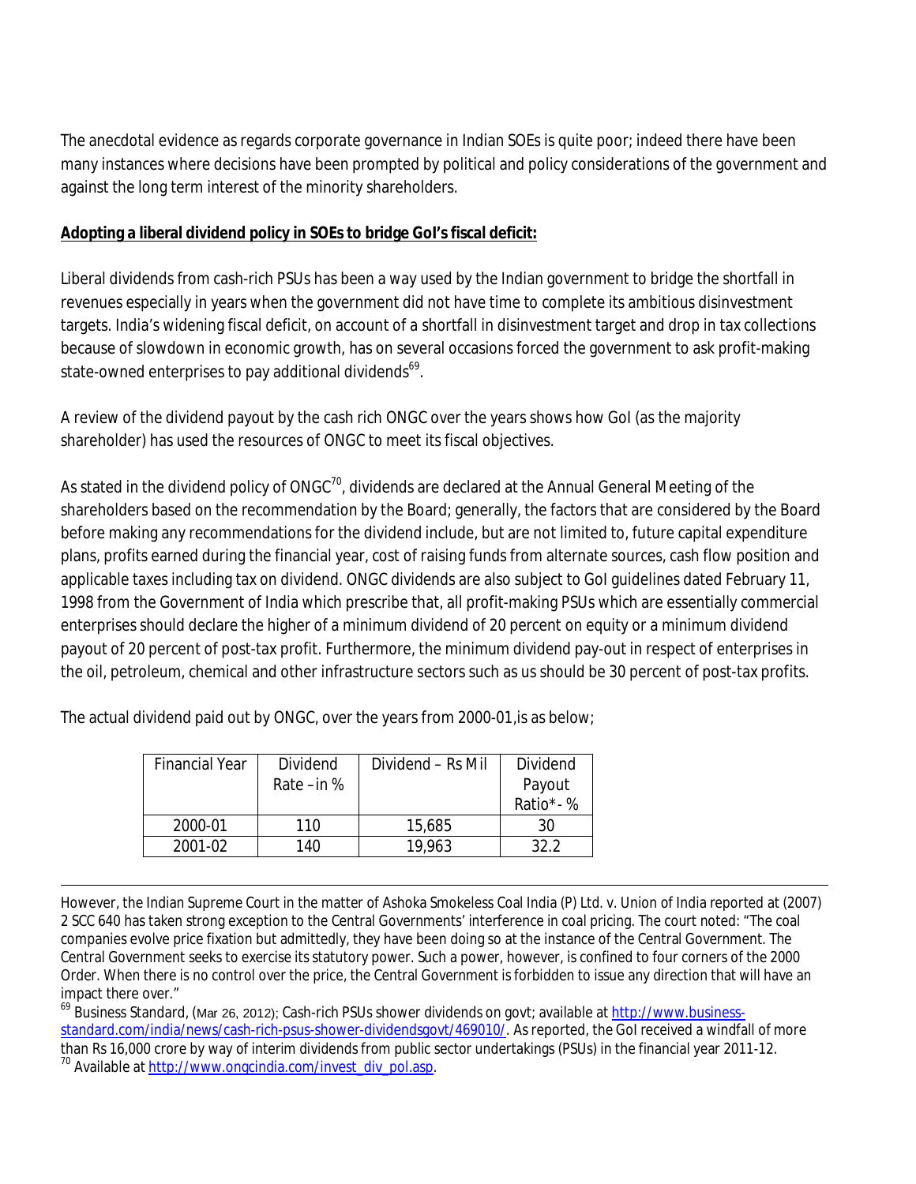The anecdotal evidence as regards corporate governance in Indian SOEs is quite poor; indeed there have been many instances where decisions have been prompted by political and policy considerations of the government and against the long term interest of the minority shareholders.

**Adopting a liberal dividend policy in SOEs to bridge GoI's fiscal deficit:**

Liberal dividends from cash-rich PSUs has been a way used by the Indian government to bridge the shortfall in revenues especially in years when the government did not have time to complete its ambitious disinvestment targets. India's widening fiscal deficit, on account of a shortfall in disinvestment target and drop in tax collections because of slowdown in economic growth, has on several occasions forced the government to ask profit-making state-owned enterprises to pay additional dividends[69].

A review of the dividend payout by the cash rich ONGC over the years shows how GoI (as the majority shareholder) has used the resources of ONGC to meet its fiscal objectives.

As stated in the dividend policy of ONGC[70], dividends are declared at the Annual General Meeting of the shareholders based on the recommendation by the Board; generally, the factors that are considered by the Board before making any recommendations for the dividend include, but are not limited to, future capital expenditure plans, profits earned during the financial year, cost of raising funds from alternate sources, cash flow position and applicable taxes including tax on dividend. ONGC dividends are also subject to GoI guidelines dated February 11, 1998 from the Government of India which prescribe that, all profit-making PSUs which are essentially commercial enterprises should declare the higher of a minimum dividend of 20 percent on equity or a minimum dividend payout of 20 percent of post-tax profit. Furthermore, the minimum dividend pay-out in respect of enterprises in the oil, petroleum, chemical and other infrastructure sectors such as us should be 30 percent of post-tax profits.

The actual dividend paid out by ONGC, over the years from 2000-01,is as below;

| Financial Year | Dividend Rate –in % | Dividend – Rs Mil | Dividend Payout Ratio*- % |
|---|---|---|---|
| 2000-01 | 110 | 15,685 | 30 |
| 2001-02 | 140 | 19,963 | 32.2 |

However, the Indian Supreme Court in the matter of Ashoka Smokeless Coal India (P) Ltd. v. Union of India reported at (2007) 2 SCC 640 has taken strong exception to the Central Governments' interference in coal pricing. The court noted: "The coal companies evolve price fixation but admittedly, they have been doing so at the instance of the Central Government. The Central Government seeks to exercise its statutory power. Such a power, however, is confined to four corners of the 2000 Order. When there is no control over the price, the Central Government is forbidden to issue any direction that will have an impact there over."

[69] Business Standard, (Mar 26, 2012); Cash-rich PSUs shower dividends on govt; available at http://www.business-standard.com/india/news/cash-rich-psus-shower-dividendsgovt/469010/. As reported, the GoI received a windfall of more than Rs 16,000 crore by way of interim dividends from public sector undertakings (PSUs) in the financial year 2011-12.

[70] Available at http://www.ongcindia.com/invest_div_pol.asp.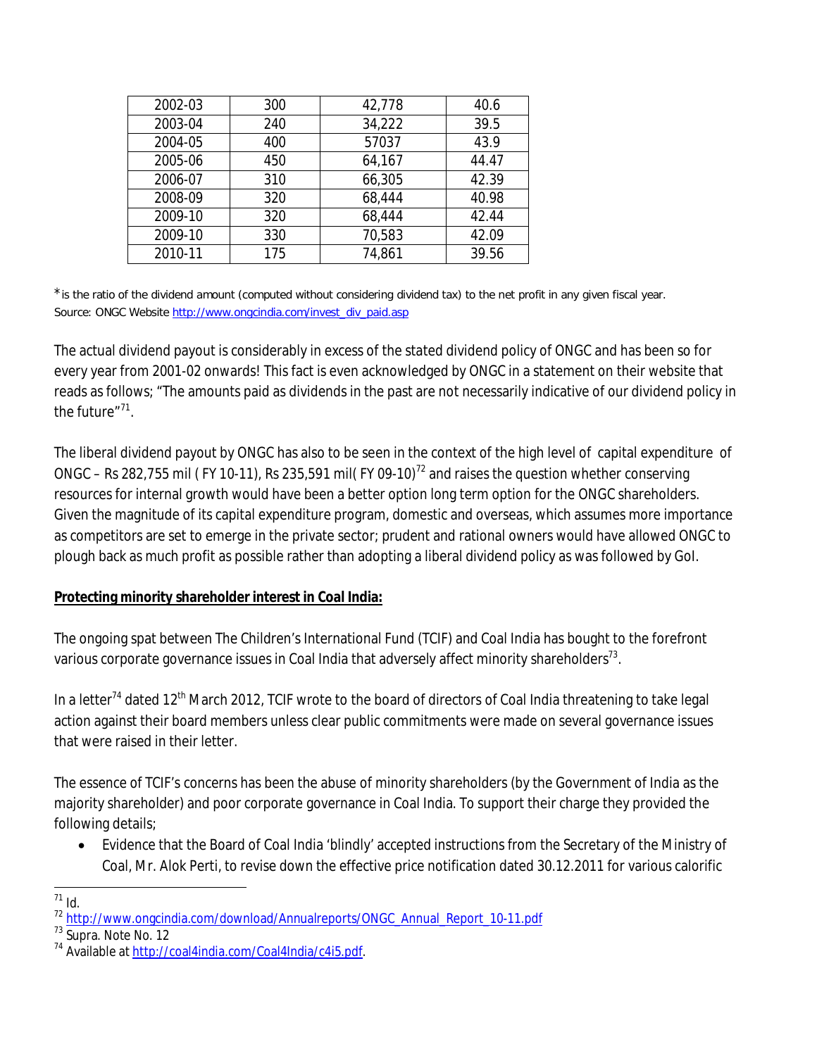| 2002-03 | 300 | 42,778 | 40.6 |
|---|---|---|---|
| 2003-04 | 240 | 34,222 | 39.5 |
| 2004-05 | 400 | 57037 | 43.9 |
| 2005-06 | 450 | 64,167 | 44.47 |
| 2006-07 | 310 | 66,305 | 42.39 |
| 2008-09 | 320 | 68,444 | 40.98 |
| 2009-10 | 320 | 68,444 | 42.44 |
| 2009-10 | 330 | 70,583 | 42.09 |
| 2010-11 | 175 | 74,861 | 39.56 |

*is the ratio of the dividend amount (computed without considering dividend tax) to the net profit in any given fiscal year.
Source: ONGC Website http://www.ongcindia.com/invest_div_paid.asp

The actual dividend payout is considerably in excess of the stated dividend policy of ONGC and has been so for every year from 2001-02 onwards! This fact is even acknowledged by ONGC in a statement on their website that reads as follows; "The amounts paid as dividends in the past are not necessarily indicative of our dividend policy in the future"[71].

The liberal dividend payout by ONGC has also to be seen in the context of the high level of capital expenditure of ONGC – Rs 282,755 mil ( FY 10-11), Rs 235,591 mil( FY 09-10)[72] and raises the question whether conserving resources for internal growth would have been a better option long term option for the ONGC shareholders. Given the magnitude of its capital expenditure program, domestic and overseas, which assumes more importance as competitors are set to emerge in the private sector; prudent and rational owners would have allowed ONGC to plough back as much profit as possible rather than adopting a liberal dividend policy as was followed by GoI.

**Protecting minority shareholder interest in Coal India:**

The ongoing spat between The Children's International Fund (TCIF) and Coal India has bought to the forefront various corporate governance issues in Coal India that adversely affect minority shareholders[73].

In a letter[74] dated 12th March 2012, TCIF wrote to the board of directors of Coal India threatening to take legal action against their board members unless clear public commitments were made on several governance issues that were raised in their letter.

The essence of TCIF's concerns has been the abuse of minority shareholders (by the Government of India as the majority shareholder) and poor corporate governance in Coal India. To support their charge they provided the following details;

- Evidence that the Board of Coal India 'blindly' accepted instructions from the Secretary of the Ministry of Coal, Mr. Alok Perti, to revise down the effective price notification dated 30.12.2011 for various calorific

[71] Id.
[72] http://www.ongcindia.com/download/Annualreports/ONGC_Annual_Report_10-11.pdf
[73] Supra. Note No. 12
[74] Available at http://coal4india.com/Coal4India/c4i5.pdf.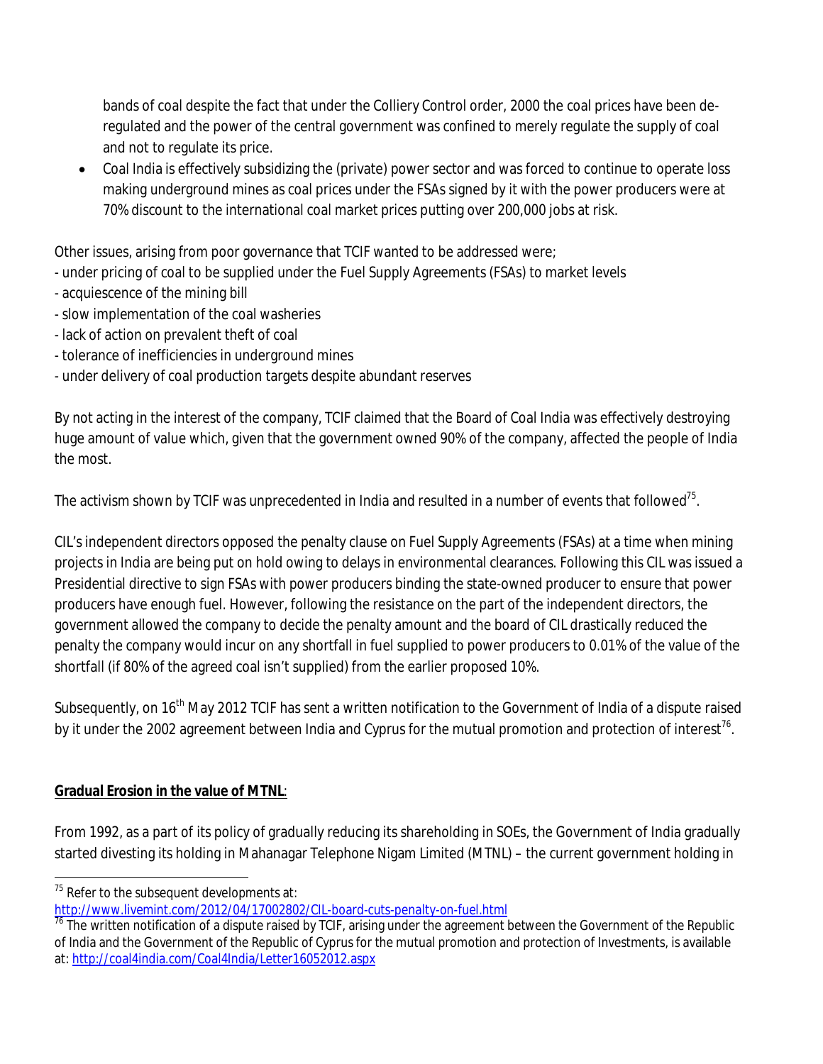bands of coal despite the fact that under the Colliery Control order, 2000 the coal prices have been de-regulated and the power of the central government was confined to merely regulate the supply of coal and not to regulate its price.

- Coal India is effectively subsidizing the (private) power sector and was forced to continue to operate loss making underground mines as coal prices under the FSAs signed by it with the power producers were at 70% discount to the international coal market prices putting over 200,000 jobs at risk.

Other issues, arising from poor governance that TCIF wanted to be addressed were;

- under pricing of coal to be supplied under the Fuel Supply Agreements (FSAs) to market levels
- acquiescence of the mining bill
- slow implementation of the coal washeries
- lack of action on prevalent theft of coal
- tolerance of inefficiencies in underground mines
- under delivery of coal production targets despite abundant reserves

By not acting in the interest of the company, TCIF claimed that the Board of Coal India was effectively destroying huge amount of value which, given that the government owned 90% of the company, affected the people of India the most.

The activism shown by TCIF was unprecedented in India and resulted in a number of events that followed[75].

CIL's independent directors opposed the penalty clause on Fuel Supply Agreements (FSAs) at a time when mining projects in India are being put on hold owing to delays in environmental clearances. Following this CIL was issued a Presidential directive to sign FSAs with power producers binding the state-owned producer to ensure that power producers have enough fuel. However, following the resistance on the part of the independent directors, the government allowed the company to decide the penalty amount and the board of CIL drastically reduced the penalty the company would incur on any shortfall in fuel supplied to power producers to 0.01% of the value of the shortfall (if 80% of the agreed coal isn't supplied) from the earlier proposed 10%.

Subsequently, on 16th May 2012 TCIF has sent a written notification to the Government of India of a dispute raised by it under the 2002 agreement between India and Cyprus for the mutual promotion and protection of interest[76].

**Gradual Erosion in the value of MTNL**:

From 1992, as a part of its policy of gradually reducing its shareholding in SOEs, the Government of India gradually started divesting its holding in Mahanagar Telephone Nigam Limited (MTNL) – the current government holding in

---

[75] Refer to the subsequent developments at: http://www.livemint.com/2012/04/17002802/CIL-board-cuts-penalty-on-fuel.html

[76] The written notification of a dispute raised by TCIF, arising under the agreement between the Government of the Republic of India and the Government of the Republic of Cyprus for the mutual promotion and protection of Investments, is available at: http://coal4india.com/Coal4India/Letter16052012.aspx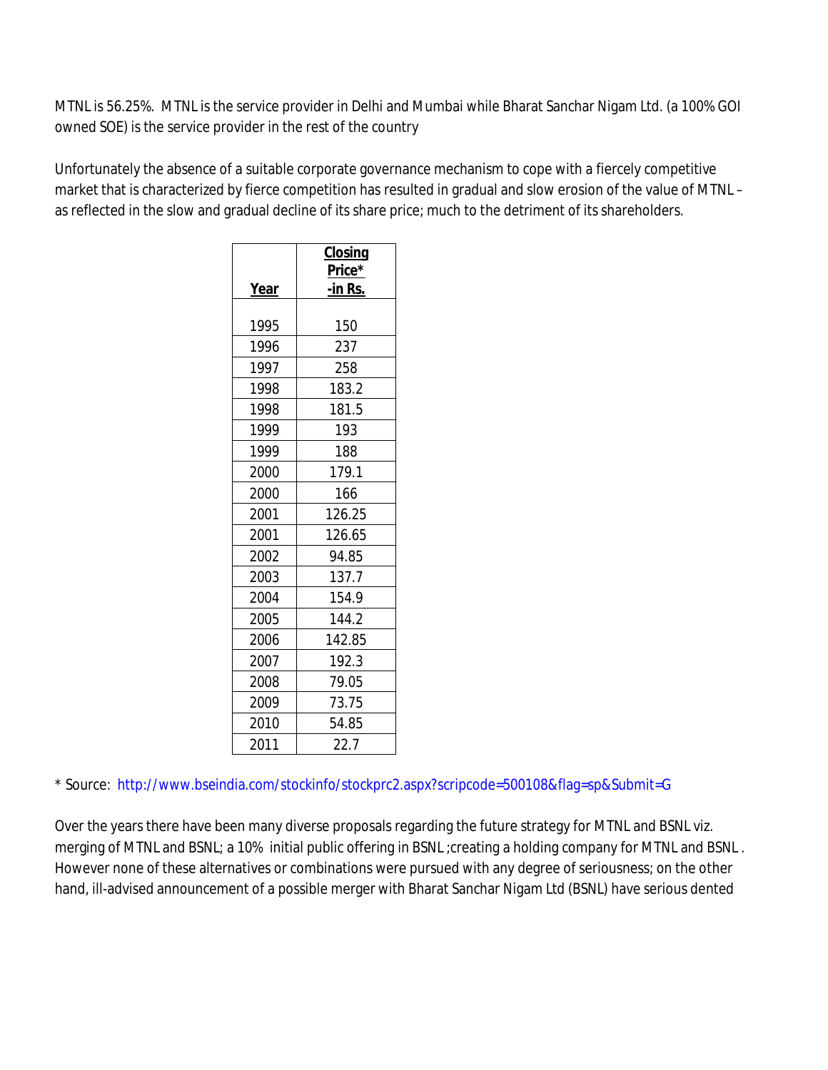MTNL is 56.25%. MTNL is the service provider in Delhi and Mumbai while Bharat Sanchar Nigam Ltd. (a 100% GOI owned SOE) is the service provider in the rest of the country

Unfortunately the absence of a suitable corporate governance mechanism to cope with a fiercely competitive market that is characterized by fierce competition has resulted in gradual and slow erosion of the value of MTNL – as reflected in the slow and gradual decline of its share price; much to the detriment of its shareholders.

| Year | Closing Price* -in Rs. |
|---|---|
| 1995 | 150 |
| 1996 | 237 |
| 1997 | 258 |
| 1998 | 183.2 |
| 1998 | 181.5 |
| 1999 | 193 |
| 1999 | 188 |
| 2000 | 179.1 |
| 2000 | 166 |
| 2001 | 126.25 |
| 2001 | 126.65 |
| 2002 | 94.85 |
| 2003 | 137.7 |
| 2004 | 154.9 |
| 2005 | 144.2 |
| 2006 | 142.85 |
| 2007 | 192.3 |
| 2008 | 79.05 |
| 2009 | 73.75 |
| 2010 | 54.85 |
| 2011 | 22.7 |

* Source: http://www.bseindia.com/stockinfo/stockprc2.aspx?scripcode=500108&flag=sp&Submit=G

Over the years there have been many diverse proposals regarding the future strategy for MTNL and BSNL viz. merging of MTNL and BSNL; a 10% initial public offering in BSNL ;creating a holding company for MTNL and BSNL . However none of these alternatives or combinations were pursued with any degree of seriousness; on the other hand, ill-advised announcement of a possible merger with Bharat Sanchar Nigam Ltd (BSNL) have serious dented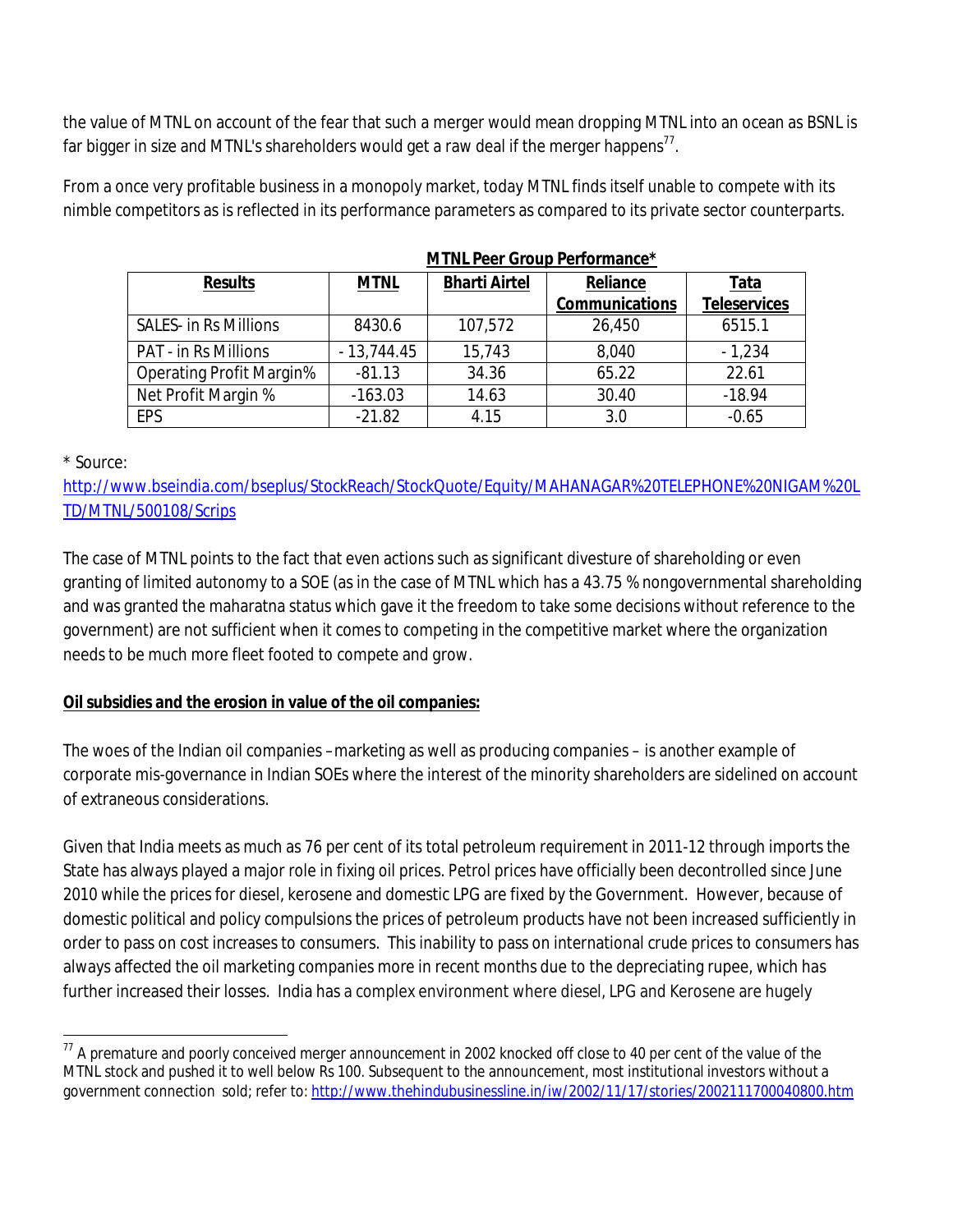the value of MTNL on account of the fear that such a merger would mean dropping MTNL into an ocean as BSNL is far bigger in size and MTNL's shareholders would get a raw deal if the merger happens[77].

From a once very profitable business in a monopoly market, today MTNL finds itself unable to compete with its nimble competitors as is reflected in its performance parameters as compared to its private sector counterparts.

**MTNL Peer Group Performance***

| Results | MTNL | Bharti Airtel | Reliance Communications | Tata Teleservices |
|---|---|---|---|---|
| SALES- in Rs Millions | 8430.6 | 107,572 | 26,450 | 6515.1 |
| PAT - in Rs Millions | - 13,744.45 | 15,743 | 8,040 | - 1,234 |
| Operating Profit Margin% | -81.13 | 34.36 | 65.22 | 22.61 |
| Net Profit Margin % | -163.03 | 14.63 | 30.40 | -18.94 |
| EPS | -21.82 | 4.15 | 3.0 | -0.65 |

* Source:
http://www.bseindia.com/bseplus/StockReach/StockQuote/Equity/MAHANAGAR%20TELEPHONE%20NIGAM%20LTD/MTNL/500108/Scrips

The case of MTNL points to the fact that even actions such as significant divesture of shareholding or even granting of limited autonomy to a SOE (as in the case of MTNL which has a 43.75 % nongovernmental shareholding and was granted the maharatna status which gave it the freedom to take some decisions without reference to the government) are not sufficient when it comes to competing in the competitive market where the organization needs to be much more fleet footed to compete and grow.

**Oil subsidies and the erosion in value of the oil companies:**

The woes of the Indian oil companies –marketing as well as producing companies – is another example of corporate mis-governance in Indian SOEs where the interest of the minority shareholders are sidelined on account of extraneous considerations.

Given that India meets as much as 76 per cent of its total petroleum requirement in 2011-12 through imports the State has always played a major role in fixing oil prices. Petrol prices have officially been decontrolled since June 2010 while the prices for diesel, kerosene and domestic LPG are fixed by the Government. However, because of domestic political and policy compulsions the prices of petroleum products have not been increased sufficiently in order to pass on cost increases to consumers. This inability to pass on international crude prices to consumers has always affected the oil marketing companies more in recent months due to the depreciating rupee, which has further increased their losses. India has a complex environment where diesel, LPG and Kerosene are hugely

[77] A premature and poorly conceived merger announcement in 2002 knocked off close to 40 per cent of the value of the MTNL stock and pushed it to well below Rs 100. Subsequent to the announcement, most institutional investors without a government connection sold; refer to: http://www.thehindubusinessline.in/iw/2002/11/17/stories/2002111700040800.htm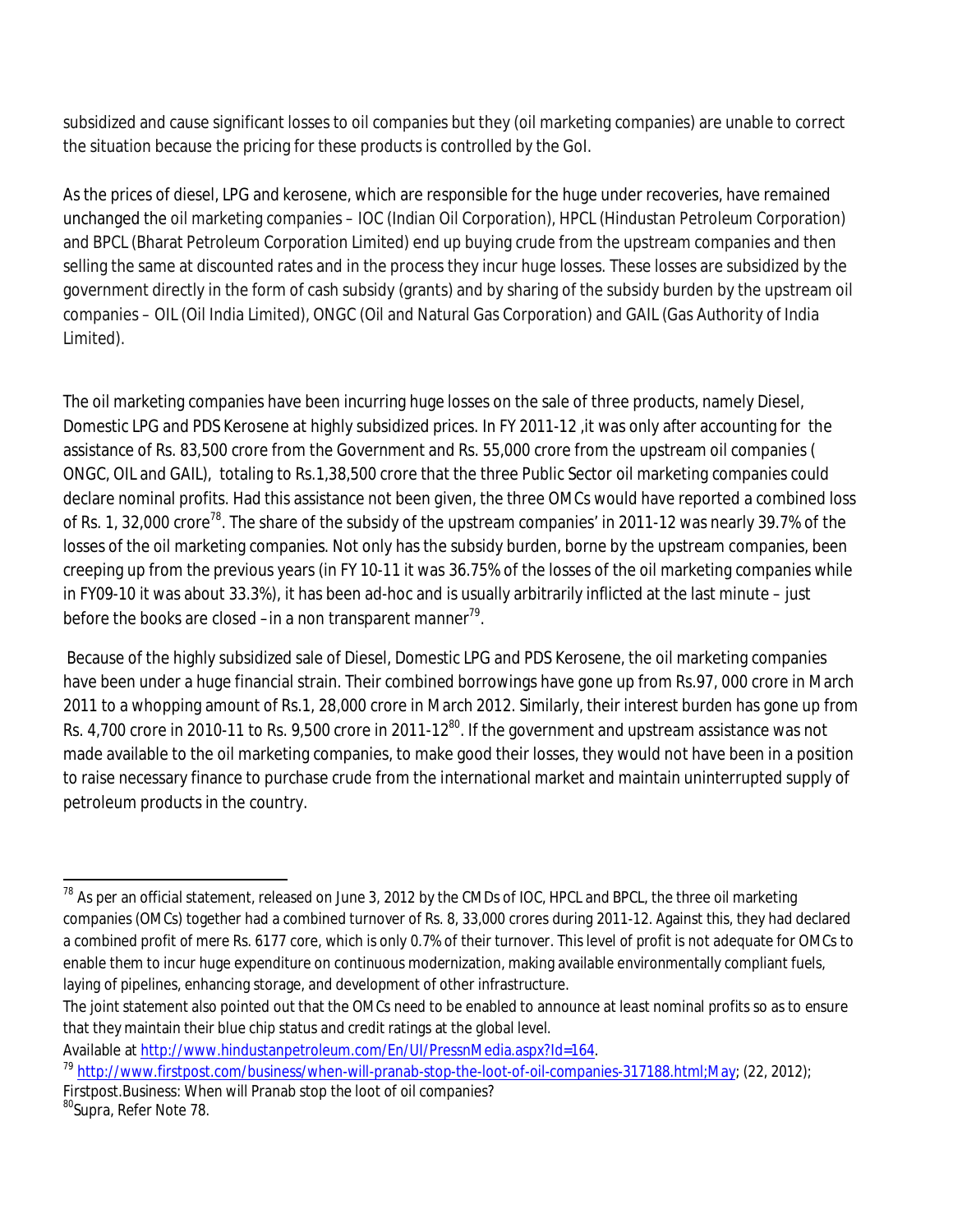subsidized and cause significant losses to oil companies but they (oil marketing companies) are unable to correct the situation because the pricing for these products is controlled by the GoI.

As the prices of diesel, LPG and kerosene, which are responsible for the huge under recoveries, have remained unchanged the oil marketing companies – IOC (Indian Oil Corporation), HPCL (Hindustan Petroleum Corporation) and BPCL (Bharat Petroleum Corporation Limited) end up buying crude from the upstream companies and then selling the same at discounted rates and in the process they incur huge losses. These losses are subsidized by the government directly in the form of cash subsidy (grants) and by sharing of the subsidy burden by the upstream oil companies – OIL (Oil India Limited), ONGC (Oil and Natural Gas Corporation) and GAIL (Gas Authority of India Limited).

The oil marketing companies have been incurring huge losses on the sale of three products, namely Diesel, Domestic LPG and PDS Kerosene at highly subsidized prices. In FY 2011-12 ,it was only after accounting for the assistance of Rs. 83,500 crore from the Government and Rs. 55,000 crore from the upstream oil companies ( ONGC, OIL and GAIL), totaling to Rs.1,38,500 crore that the three Public Sector oil marketing companies could declare nominal profits. Had this assistance not been given, the three OMCs would have reported a combined loss of Rs. 1, 32,000 crore[78]. The share of the subsidy of the upstream companies' in 2011-12 was nearly 39.7% of the losses of the oil marketing companies. Not only has the subsidy burden, borne by the upstream companies, been creeping up from the previous years (in FY 10-11 it was 36.75% of the losses of the oil marketing companies while in FY09-10 it was about 33.3%), it has been ad-hoc and is usually arbitrarily inflicted at the last minute – just before the books are closed –in a non transparent manner[79].

Because of the highly subsidized sale of Diesel, Domestic LPG and PDS Kerosene, the oil marketing companies have been under a huge financial strain. Their combined borrowings have gone up from Rs.97, 000 crore in March 2011 to a whopping amount of Rs.1, 28,000 crore in March 2012. Similarly, their interest burden has gone up from Rs. 4,700 crore in 2010-11 to Rs. 9,500 crore in 2011-12[80]. If the government and upstream assistance was not made available to the oil marketing companies, to make good their losses, they would not have been in a position to raise necessary finance to purchase crude from the international market and maintain uninterrupted supply of petroleum products in the country.

---

[78] As per an official statement, released on June 3, 2012 by the CMDs of IOC, HPCL and BPCL, the three oil marketing companies (OMCs) together had a combined turnover of Rs. 8, 33,000 crores during 2011-12. Against this, they had declared a combined profit of mere Rs. 6177 core, which is only 0.7% of their turnover. This level of profit is not adequate for OMCs to enable them to incur huge expenditure on continuous modernization, making available environmentally compliant fuels, laying of pipelines, enhancing storage, and development of other infrastructure.

The joint statement also pointed out that the OMCs need to be enabled to announce at least nominal profits so as to ensure that they maintain their blue chip status and credit ratings at the global level.

Available at http://www.hindustanpetroleum.com/En/UI/PressnMedia.aspx?Id=164.

[79] http://www.firstpost.com/business/when-will-pranab-stop-the-loot-of-oil-companies-317188.html;May; (22, 2012); Firstpost.Business: When will Pranab stop the loot of oil companies?

[80] Supra, Refer Note 78.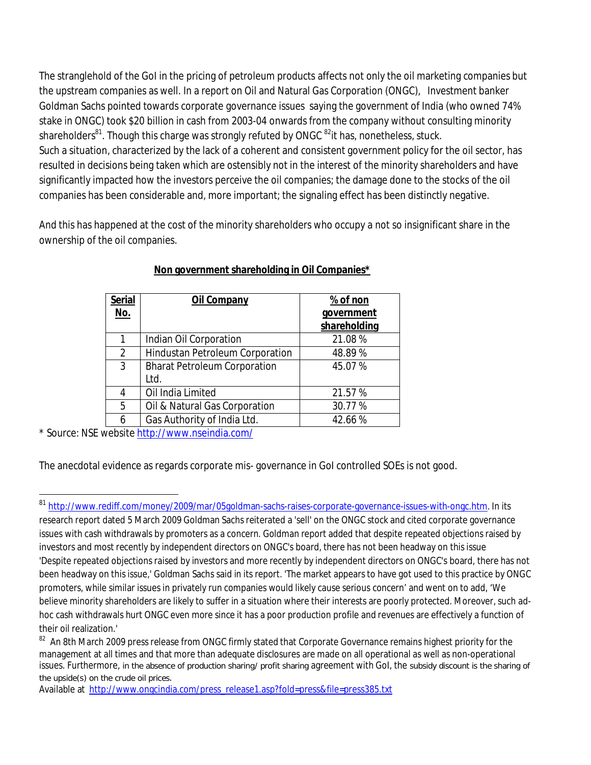The stranglehold of the GoI in the pricing of petroleum products affects not only the oil marketing companies but the upstream companies as well. In a report on Oil and Natural Gas Corporation (ONGC), Investment banker Goldman Sachs pointed towards corporate governance issues saying the government of India (who owned 74% stake in ONGC) took $20 billion in cash from 2003-04 onwards from the company without consulting minority shareholders[81]. Though this charge was strongly refuted by ONGC [82]it has, nonetheless, stuck.
Such a situation, characterized by the lack of a coherent and consistent government policy for the oil sector, has resulted in decisions being taken which are ostensibly not in the interest of the minority shareholders and have significantly impacted how the investors perceive the oil companies; the damage done to the stocks of the oil companies has been considerable and, more important; the signaling effect has been distinctly negative.

And this has happened at the cost of the minority shareholders who occupy a not so insignificant share in the ownership of the oil companies.

**Non government shareholding in Oil Companies***

| Serial No. | Oil Company | % of non government shareholding |
|---|---|---|
| 1 | Indian Oil Corporation | 21.08 % |
| 2 | Hindustan Petroleum Corporation | 48.89 % |
| 3 | Bharat Petroleum Corporation Ltd. | 45.07 % |
| 4 | Oil India Limited | 21.57 % |
| 5 | Oil & Natural Gas Corporation | 30.77 % |
| 6 | Gas Authority of India Ltd. | 42.66 % |

* Source: NSE website http://www.nseindia.com/

The anecdotal evidence as regards corporate mis- governance in GoI controlled SOEs is not good.

---

[81] http://www.rediff.com/money/2009/mar/05goldman-sachs-raises-corporate-governance-issues-with-ongc.htm. In its research report dated 5 March 2009 Goldman Sachs reiterated a 'sell' on the ONGC stock and cited corporate governance issues with cash withdrawals by promoters as a concern. Goldman report added that despite repeated objections raised by investors and most recently by independent directors on ONGC's board, there has not been headway on this issue 'Despite repeated objections raised by investors and more recently by independent directors on ONGC's board, there has not been headway on this issue,' Goldman Sachs said in its report. 'The market appears to have got used to this practice by ONGC promoters, while similar issues in privately run companies would likely cause serious concern' and went on to add, 'We believe minority shareholders are likely to suffer in a situation where their interests are poorly protected. Moreover, such ad-hoc cash withdrawals hurt ONGC even more since it has a poor production profile and revenues are effectively a function of their oil realization.'

[82] An 8th March 2009 press release from ONGC firmly stated that Corporate Governance remains highest priority for the management at all times and that more than adequate disclosures are made on all operational as well as non-operational issues. Furthermore, in the absence of production sharing/ profit sharing agreement with GoI, the subsidy discount is the sharing of the upside(s) on the crude oil prices.
Available at http://www.ongcindia.com/press_release1.asp?fold=press&file=press385.txt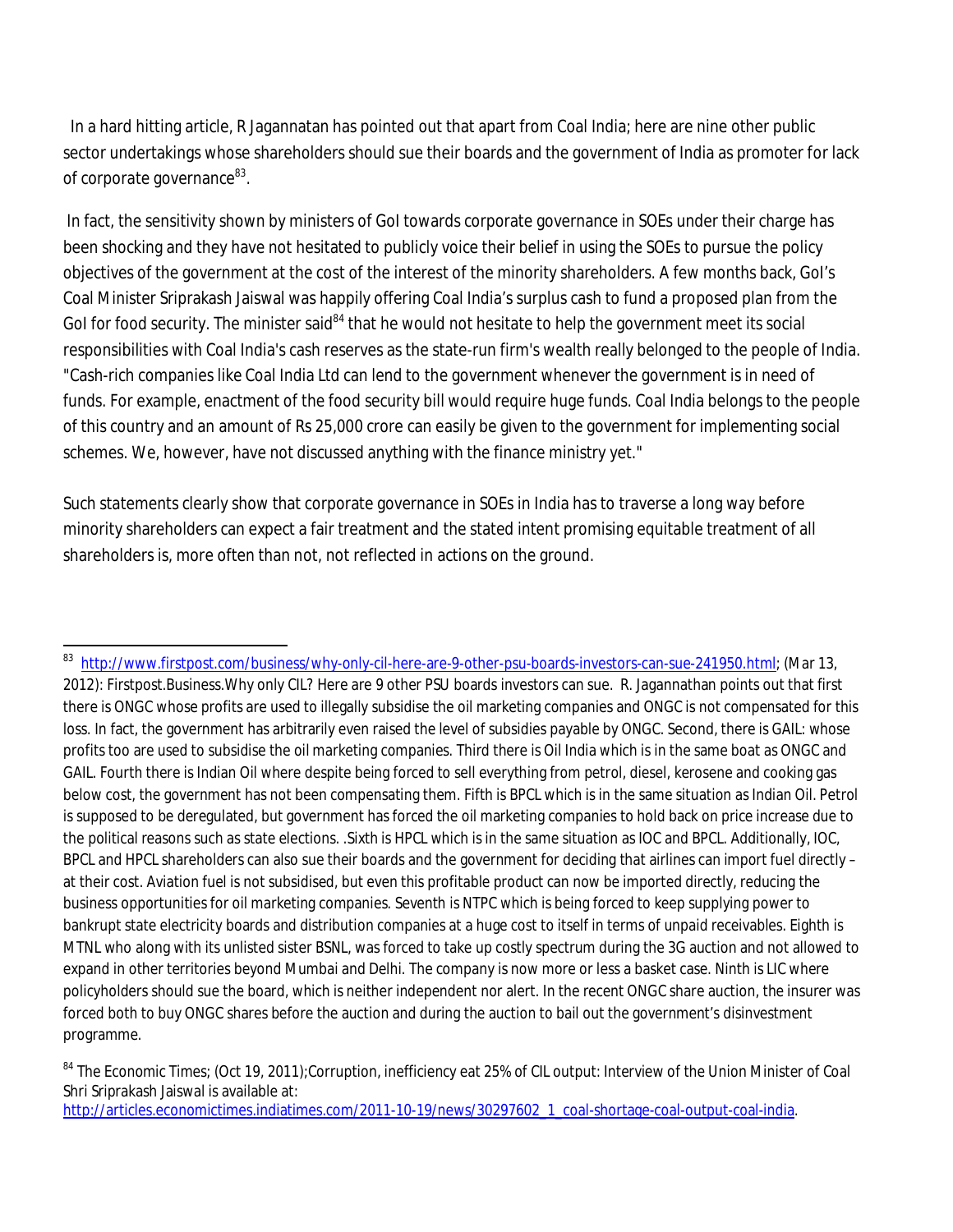In a hard hitting article, R Jagannatan has pointed out that apart from Coal India; here are nine other public sector undertakings whose shareholders should sue their boards and the government of India as promoter for lack of corporate governance[83].

In fact, the sensitivity shown by ministers of GoI towards corporate governance in SOEs under their charge has been shocking and they have not hesitated to publicly voice their belief in using the SOEs to pursue the policy objectives of the government at the cost of the interest of the minority shareholders. A few months back, GoI's Coal Minister Sriprakash Jaiswal was happily offering Coal India's surplus cash to fund a proposed plan from the GoI for food security. The minister said[84] that he would not hesitate to help the government meet its social responsibilities with Coal India's cash reserves as the state-run firm's wealth really belonged to the people of India. "Cash-rich companies like Coal India Ltd can lend to the government whenever the government is in need of funds. For example, enactment of the food security bill would require huge funds. Coal India belongs to the people of this country and an amount of Rs 25,000 crore can easily be given to the government for implementing social schemes. We, however, have not discussed anything with the finance ministry yet."

Such statements clearly show that corporate governance in SOEs in India has to traverse a long way before minority shareholders can expect a fair treatment and the stated intent promising equitable treatment of all shareholders is, more often than not, not reflected in actions on the ground.

---

[83] http://www.firstpost.com/business/why-only-cil-here-are-9-other-psu-boards-investors-can-sue-241950.html; (Mar 13, 2012): Firstpost.Business.Why only CIL? Here are 9 other PSU boards investors can sue. R. Jagannathan points out that first there is ONGC whose profits are used to illegally subsidise the oil marketing companies and ONGC is not compensated for this loss. In fact, the government has arbitrarily even raised the level of subsidies payable by ONGC. Second, there is GAIL: whose profits too are used to subsidise the oil marketing companies. Third there is Oil India which is in the same boat as ONGC and GAIL. Fourth there is Indian Oil where despite being forced to sell everything from petrol, diesel, kerosene and cooking gas below cost, the government has not been compensating them. Fifth is BPCL which is in the same situation as Indian Oil. Petrol is supposed to be deregulated, but government has forced the oil marketing companies to hold back on price increase due to the political reasons such as state elections. .Sixth is HPCL which is in the same situation as IOC and BPCL. Additionally, IOC, BPCL and HPCL shareholders can also sue their boards and the government for deciding that airlines can import fuel directly – at their cost. Aviation fuel is not subsidised, but even this profitable product can now be imported directly, reducing the business opportunities for oil marketing companies. Seventh is NTPC which is being forced to keep supplying power to bankrupt state electricity boards and distribution companies at a huge cost to itself in terms of unpaid receivables. Eighth is MTNL who along with its unlisted sister BSNL, was forced to take up costly spectrum during the 3G auction and not allowed to expand in other territories beyond Mumbai and Delhi. The company is now more or less a basket case. Ninth is LIC where policyholders should sue the board, which is neither independent nor alert. In the recent ONGC share auction, the insurer was forced both to buy ONGC shares before the auction and during the auction to bail out the government's disinvestment programme.

[84] The Economic Times; (Oct 19, 2011);Corruption, inefficiency eat 25% of CIL output: Interview of the Union Minister of Coal Shri Sriprakash Jaiswal is available at: http://articles.economictimes.indiatimes.com/2011-10-19/news/30297602_1_coal-shortage-coal-output-coal-india.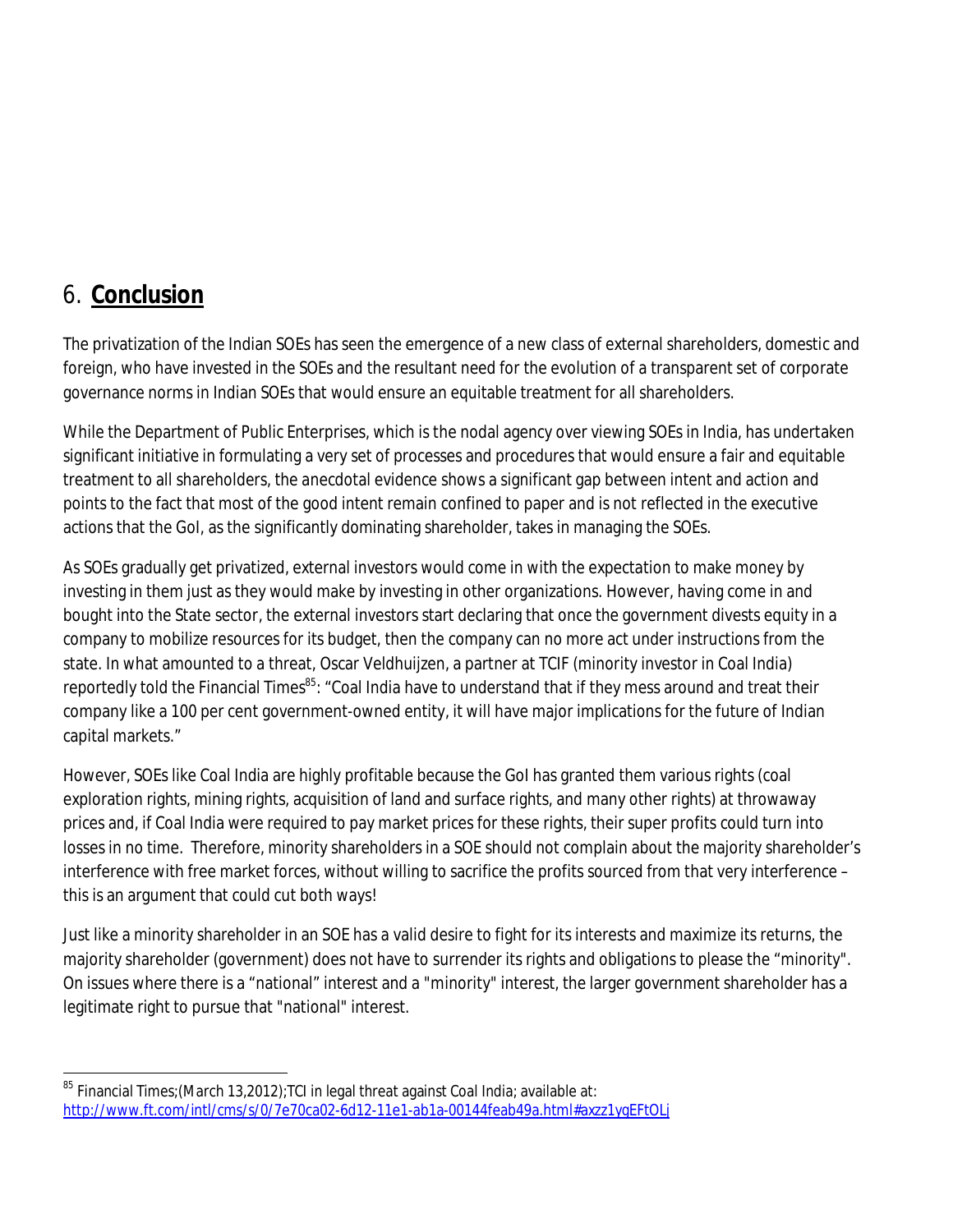# 6. **Conclusion**

The privatization of the Indian SOEs has seen the emergence of a new class of external shareholders, domestic and foreign, who have invested in the SOEs and the resultant need for the evolution of a transparent set of corporate governance norms in Indian SOEs that would ensure an equitable treatment for all shareholders.

While the Department of Public Enterprises, which is the nodal agency over viewing SOEs in India, has undertaken significant initiative in formulating a very set of processes and procedures that would ensure a fair and equitable treatment to all shareholders, the anecdotal evidence shows a significant gap between intent and action and points to the fact that most of the good intent remain confined to paper and is not reflected in the executive actions that the GoI, as the significantly dominating shareholder, takes in managing the SOEs.

As SOEs gradually get privatized, external investors would come in with the expectation to make money by investing in them just as they would make by investing in other organizations. However, having come in and bought into the State sector, the external investors start declaring that once the government divests equity in a company to mobilize resources for its budget, then the company can no more act under instructions from the state. In what amounted to a threat, Oscar Veldhuijzen, a partner at TCIF (minority investor in Coal India) reportedly told the Financial Times[85]: "Coal India have to understand that if they mess around and treat their company like a 100 per cent government-owned entity, it will have major implications for the future of Indian capital markets."

However, SOEs like Coal India are highly profitable because the GoI has granted them various rights (coal exploration rights, mining rights, acquisition of land and surface rights, and many other rights) at throwaway prices and, if Coal India were required to pay market prices for these rights, their super profits could turn into losses in no time. Therefore, minority shareholders in a SOE should not complain about the majority shareholder's interference with free market forces, without willing to sacrifice the profits sourced from that very interference – this is an argument that could cut both ways!

Just like a minority shareholder in an SOE has a valid desire to fight for its interests and maximize its returns, the majority shareholder (government) does not have to surrender its rights and obligations to please the "minority". On issues where there is a "national" interest and a "minority" interest, the larger government shareholder has a legitimate right to pursue that "national" interest.

---

[85] Financial Times;(March 13,2012);TCI in legal threat against Coal India; available at: http://www.ft.com/intl/cms/s/0/7e70ca02-6d12-11e1-ab1a-00144feab49a.html#axzz1ygEFtOLj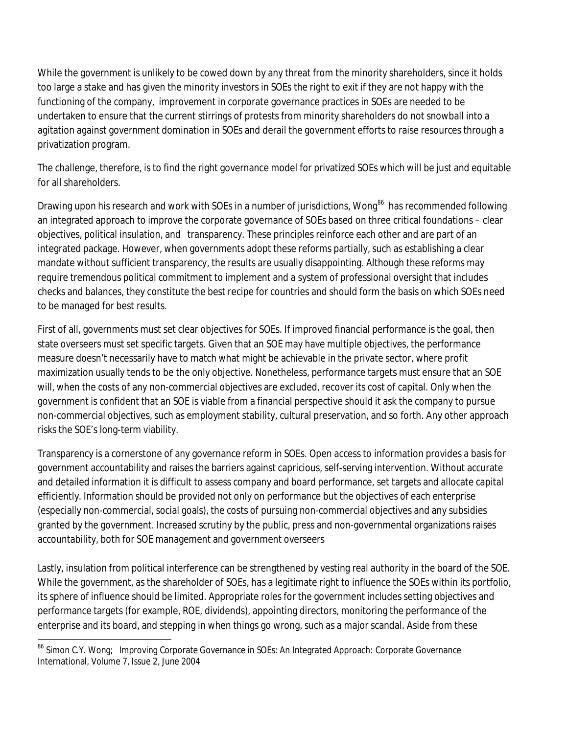While the government is unlikely to be cowed down by any threat from the minority shareholders, since it holds too large a stake and has given the minority investors in SOEs the right to exit if they are not happy with the functioning of the company, improvement in corporate governance practices in SOEs are needed to be undertaken to ensure that the current stirrings of protests from minority shareholders do not snowball into a agitation against government domination in SOEs and derail the government efforts to raise resources through a privatization program.

The challenge, therefore, is to find the right governance model for privatized SOEs which will be just and equitable for all shareholders.

Drawing upon his research and work with SOEs in a number of jurisdictions, Wong[86] has recommended following an integrated approach to improve the corporate governance of SOEs based on three critical foundations – clear objectives, political insulation, and transparency. These principles reinforce each other and are part of an integrated package. However, when governments adopt these reforms partially, such as establishing a clear mandate without sufficient transparency, the results are usually disappointing. Although these reforms may require tremendous political commitment to implement and a system of professional oversight that includes checks and balances, they constitute the best recipe for countries and should form the basis on which SOEs need to be managed for best results.

First of all, governments must set clear objectives for SOEs. If improved financial performance is the goal, then state overseers must set specific targets. Given that an SOE may have multiple objectives, the performance measure doesn't necessarily have to match what might be achievable in the private sector, where profit maximization usually tends to be the only objective. Nonetheless, performance targets must ensure that an SOE will, when the costs of any non-commercial objectives are excluded, recover its cost of capital. Only when the government is confident that an SOE is viable from a financial perspective should it ask the company to pursue non-commercial objectives, such as employment stability, cultural preservation, and so forth. Any other approach risks the SOE's long-term viability.

Transparency is a cornerstone of any governance reform in SOEs. Open access to information provides a basis for government accountability and raises the barriers against capricious, self-serving intervention. Without accurate and detailed information it is difficult to assess company and board performance, set targets and allocate capital efficiently. Information should be provided not only on performance but the objectives of each enterprise (especially non-commercial, social goals), the costs of pursuing non-commercial objectives and any subsidies granted by the government. Increased scrutiny by the public, press and non-governmental organizations raises accountability, both for SOE management and government overseers

Lastly, insulation from political interference can be strengthened by vesting real authority in the board of the SOE. While the government, as the shareholder of SOEs, has a legitimate right to influence the SOEs within its portfolio, its sphere of influence should be limited. Appropriate roles for the government includes setting objectives and performance targets (for example, ROE, dividends), appointing directors, monitoring the performance of the enterprise and its board, and stepping in when things go wrong, such as a major scandal. Aside from these

[86] Simon C.Y. Wong; Improving Corporate Governance in SOEs: An Integrated Approach: Corporate Governance International, Volume 7, Issue 2, June 2004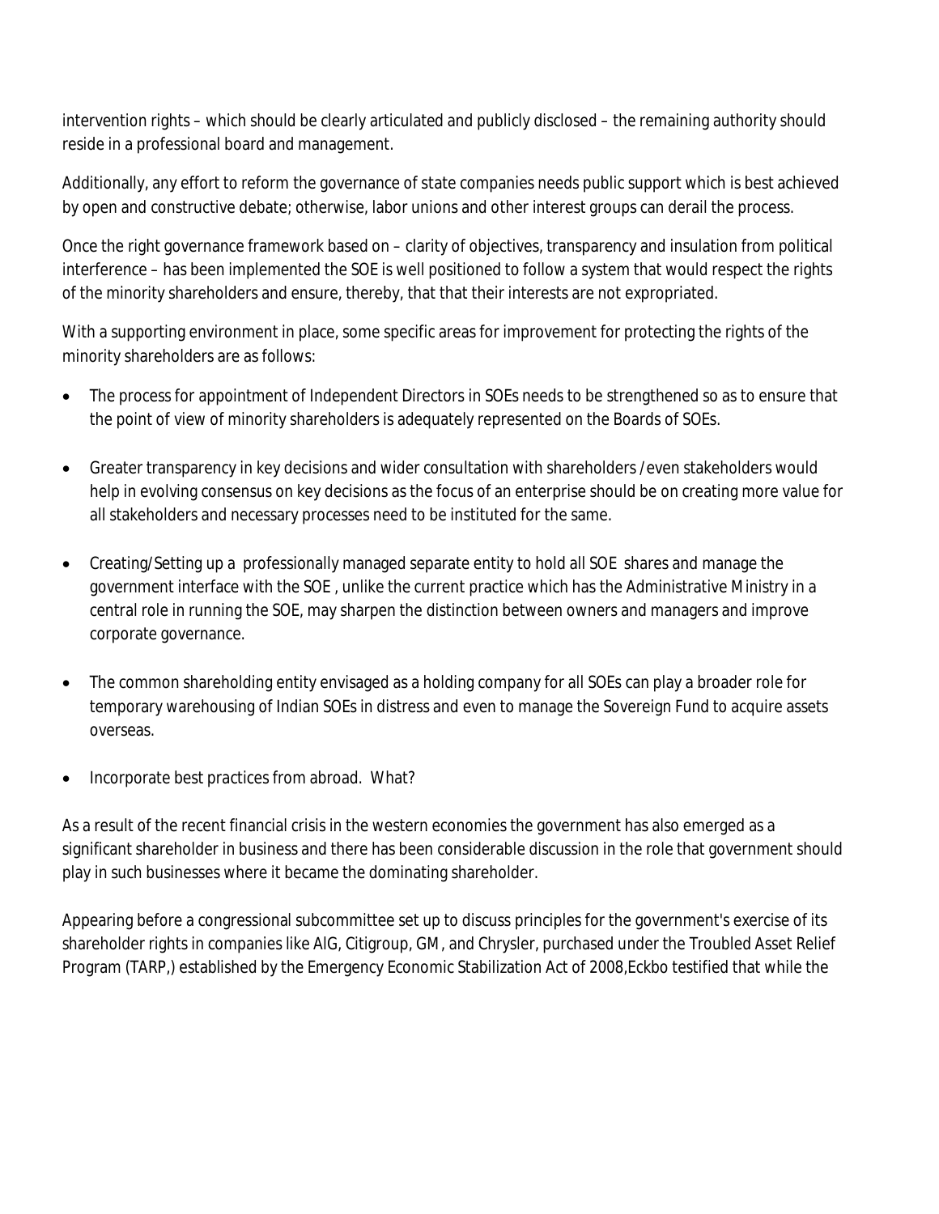intervention rights – which should be clearly articulated and publicly disclosed – the remaining authority should reside in a professional board and management.

Additionally, any effort to reform the governance of state companies needs public support which is best achieved by open and constructive debate; otherwise, labor unions and other interest groups can derail the process.

Once the right governance framework based on – clarity of objectives, transparency and insulation from political interference – has been implemented the SOE is well positioned to follow a system that would respect the rights of the minority shareholders and ensure, thereby, that that their interests are not expropriated.

With a supporting environment in place, some specific areas for improvement for protecting the rights of the minority shareholders are as follows:

- The process for appointment of Independent Directors in SOEs needs to be strengthened so as to ensure that the point of view of minority shareholders is adequately represented on the Boards of SOEs.

- Greater transparency in key decisions and wider consultation with shareholders /even stakeholders would help in evolving consensus on key decisions as the focus of an enterprise should be on creating more value for all stakeholders and necessary processes need to be instituted for the same.

- Creating/Setting up a professionally managed separate entity to hold all SOE shares and manage the government interface with the SOE , unlike the current practice which has the Administrative Ministry in a central role in running the SOE, may sharpen the distinction between owners and managers and improve corporate governance.

- The common shareholding entity envisaged as a holding company for all SOEs can play a broader role for temporary warehousing of Indian SOEs in distress and even to manage the Sovereign Fund to acquire assets overseas.

- Incorporate best practices from abroad. What?

As a result of the recent financial crisis in the western economies the government has also emerged as a significant shareholder in business and there has been considerable discussion in the role that government should play in such businesses where it became the dominating shareholder.

Appearing before a congressional subcommittee set up to discuss principles for the government's exercise of its shareholder rights in companies like AIG, Citigroup, GM, and Chrysler, purchased under the Troubled Asset Relief Program (TARP,) established by the Emergency Economic Stabilization Act of 2008,Eckbo testified that while the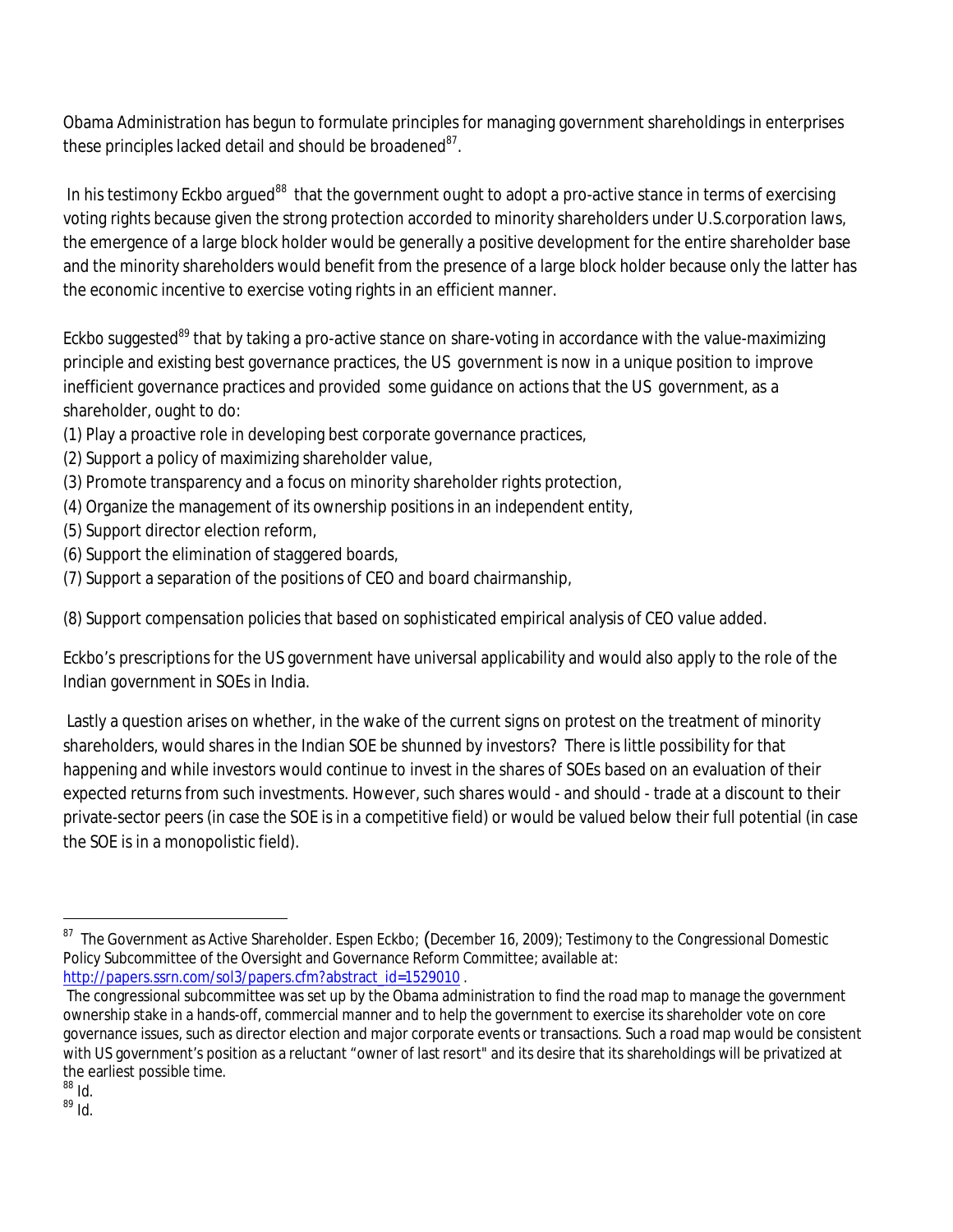Obama Administration has begun to formulate principles for managing government shareholdings in enterprises these principles lacked detail and should be broadened[87].

In his testimony Eckbo argued[88] that the government ought to adopt a pro-active stance in terms of exercising voting rights because given the strong protection accorded to minority shareholders under U.S.corporation laws, the emergence of a large block holder would be generally a positive development for the entire shareholder base and the minority shareholders would benefit from the presence of a large block holder because only the latter has the economic incentive to exercise voting rights in an efficient manner.

Eckbo suggested[89] that by taking a pro-active stance on share-voting in accordance with the value-maximizing principle and existing best governance practices, the US government is now in a unique position to improve inefficient governance practices and provided some guidance on actions that the US government, as a shareholder, ought to do:

(1) Play a proactive role in developing best corporate governance practices,
(2) Support a policy of maximizing shareholder value,
(3) Promote transparency and a focus on minority shareholder rights protection,
(4) Organize the management of its ownership positions in an independent entity,
(5) Support director election reform,
(6) Support the elimination of staggered boards,
(7) Support a separation of the positions of CEO and board chairmanship,

(8) Support compensation policies that based on sophisticated empirical analysis of CEO value added.

Eckbo's prescriptions for the US government have universal applicability and would also apply to the role of the Indian government in SOEs in India.

Lastly a question arises on whether, in the wake of the current signs on protest on the treatment of minority shareholders, would shares in the Indian SOE be shunned by investors? There is little possibility for that happening and while investors would continue to invest in the shares of SOEs based on an evaluation of their expected returns from such investments. However, such shares would - and should - trade at a discount to their private-sector peers (in case the SOE is in a competitive field) or would be valued below their full potential (in case the SOE is in a monopolistic field).

---

[87] The Government as Active Shareholder. Espen Eckbo; (December 16, 2009); Testimony to the Congressional Domestic Policy Subcommittee of the Oversight and Governance Reform Committee; available at: http://papers.ssrn.com/sol3/papers.cfm?abstract_id=1529010 .

The congressional subcommittee was set up by the Obama administration to find the road map to manage the government ownership stake in a hands-off, commercial manner and to help the government to exercise its shareholder vote on core governance issues, such as director election and major corporate events or transactions. Such a road map would be consistent with US government's position as a reluctant "owner of last resort" and its desire that its shareholdings will be privatized at the earliest possible time.

[88] Id.

[89] Id.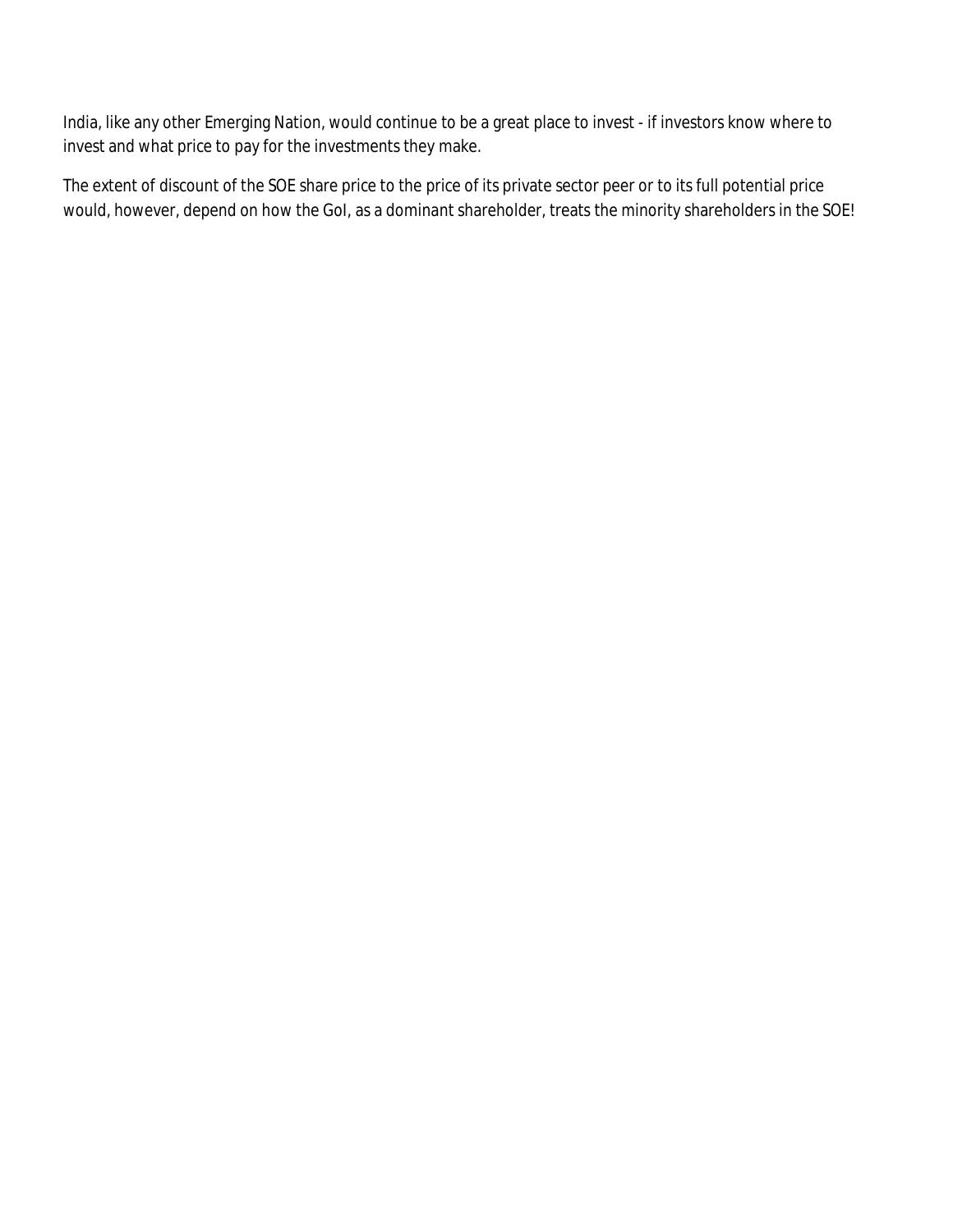India, like any other Emerging Nation, would continue to be a great place to invest - if investors know where to invest and what price to pay for the investments they make.

The extent of discount of the SOE share price to the price of its private sector peer or to its full potential price would, however, depend on how the GoI, as a dominant shareholder, treats the minority shareholders in the SOE!